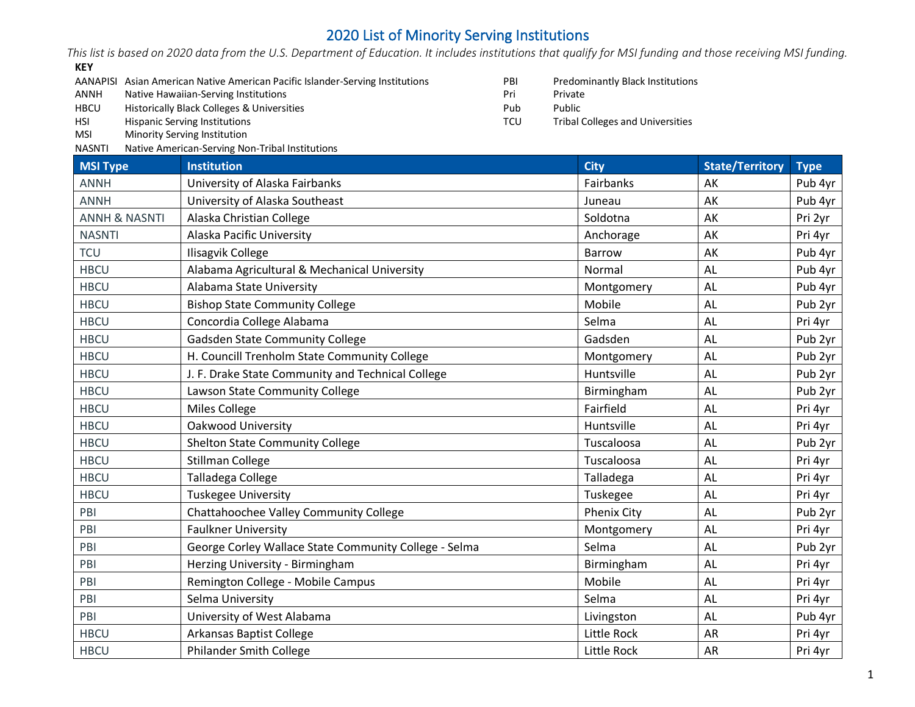# 2020 List of Minority Serving Institutions

*This list is based on 2020 data from the U.S. Department of Education. It includes institutions that qualify for MSI funding and those receiving MSI funding.*

**KEY**

| | |
|---|---|
| AANAPISI | Asian American Native American Pacific Islander-Serving Institutions |
| ANNH | Native Hawaiian-Serving Institutions |
| HBCU | Historically Black Colleges & Universities |
| HSI | Hispanic Serving Institutions |
| MSI | Minority Serving Institution |
| NASNTI | Native American-Serving Non-Tribal Institutions |
| PBI | Predominantly Black Institutions |
| Pri | Private |
| Pub | Public |
| TCU | Tribal Colleges and Universities |

| MSI Type | Institution | City | State/Territory | Type |
|---|---|---|---|---|
| ANNH | University of Alaska Fairbanks | Fairbanks | AK | Pub 4yr |
| ANNH | University of Alaska Southeast | Juneau | AK | Pub 4yr |
| ANNH & NASNTI | Alaska Christian College | Soldotna | AK | Pri 2yr |
| NASNTI | Alaska Pacific University | Anchorage | AK | Pri 4yr |
| TCU | Ilisagvik College | Barrow | AK | Pub 4yr |
| HBCU | Alabama Agricultural & Mechanical University | Normal | AL | Pub 4yr |
| HBCU | Alabama State University | Montgomery | AL | Pub 4yr |
| HBCU | Bishop State Community College | Mobile | AL | Pub 2yr |
| HBCU | Concordia College Alabama | Selma | AL | Pri 4yr |
| HBCU | Gadsden State Community College | Gadsden | AL | Pub 2yr |
| HBCU | H. Councill Trenholm State Community College | Montgomery | AL | Pub 2yr |
| HBCU | J. F. Drake State Community and Technical College | Huntsville | AL | Pub 2yr |
| HBCU | Lawson State Community College | Birmingham | AL | Pub 2yr |
| HBCU | Miles College | Fairfield | AL | Pri 4yr |
| HBCU | Oakwood University | Huntsville | AL | Pri 4yr |
| HBCU | Shelton State Community College | Tuscaloosa | AL | Pub 2yr |
| HBCU | Stillman College | Tuscaloosa | AL | Pri 4yr |
| HBCU | Talladega College | Talladega | AL | Pri 4yr |
| HBCU | Tuskegee University | Tuskegee | AL | Pri 4yr |
| PBI | Chattahoochee Valley Community College | Phenix City | AL | Pub 2yr |
| PBI | Faulkner University | Montgomery | AL | Pri 4yr |
| PBI | George Corley Wallace State Community College - Selma | Selma | AL | Pub 2yr |
| PBI | Herzing University - Birmingham | Birmingham | AL | Pri 4yr |
| PBI | Remington College - Mobile Campus | Mobile | AL | Pri 4yr |
| PBI | Selma University | Selma | AL | Pri 4yr |
| PBI | University of West Alabama | Livingston | AL | Pub 4yr |
| HBCU | Arkansas Baptist College | Little Rock | AR | Pri 4yr |
| HBCU | Philander Smith College | Little Rock | AR | Pri 4yr |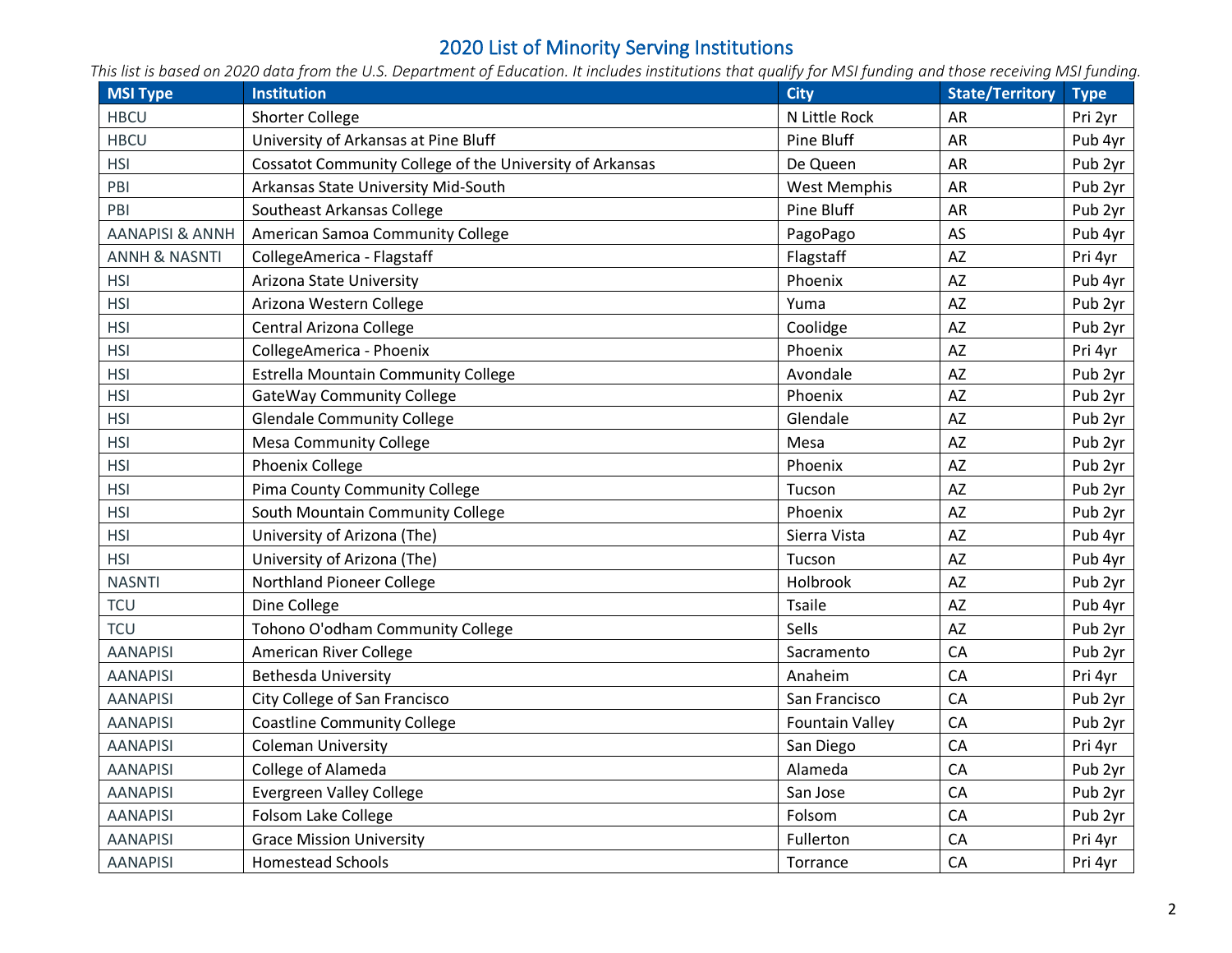## 2020 List of Minority Serving Institutions

*This list is based on 2020 data from the U.S. Department of Education. It includes institutions that qualify for MSI funding and those receiving MSI funding.*

| MSI Type | Institution | City | State/Territory | Type |
|---|---|---|---|---|
| HBCU | Shorter College | N Little Rock | AR | Pri 2yr |
| HBCU | University of Arkansas at Pine Bluff | Pine Bluff | AR | Pub 4yr |
| HSI | Cossatot Community College of the University of Arkansas | De Queen | AR | Pub 2yr |
| PBI | Arkansas State University Mid-South | West Memphis | AR | Pub 2yr |
| PBI | Southeast Arkansas College | Pine Bluff | AR | Pub 2yr |
| AANAPISI & ANNH | American Samoa Community College | PagoPago | AS | Pub 4yr |
| ANNH & NASNTI | CollegeAmerica - Flagstaff | Flagstaff | AZ | Pri 4yr |
| HSI | Arizona State University | Phoenix | AZ | Pub 4yr |
| HSI | Arizona Western College | Yuma | AZ | Pub 2yr |
| HSI | Central Arizona College | Coolidge | AZ | Pub 2yr |
| HSI | CollegeAmerica - Phoenix | Phoenix | AZ | Pri 4yr |
| HSI | Estrella Mountain Community College | Avondale | AZ | Pub 2yr |
| HSI | GateWay Community College | Phoenix | AZ | Pub 2yr |
| HSI | Glendale Community College | Glendale | AZ | Pub 2yr |
| HSI | Mesa Community College | Mesa | AZ | Pub 2yr |
| HSI | Phoenix College | Phoenix | AZ | Pub 2yr |
| HSI | Pima County Community College | Tucson | AZ | Pub 2yr |
| HSI | South Mountain Community College | Phoenix | AZ | Pub 2yr |
| HSI | University of Arizona (The) | Sierra Vista | AZ | Pub 4yr |
| HSI | University of Arizona (The) | Tucson | AZ | Pub 4yr |
| NASNTI | Northland Pioneer College | Holbrook | AZ | Pub 2yr |
| TCU | Dine College | Tsaile | AZ | Pub 4yr |
| TCU | Tohono O'odham Community College | Sells | AZ | Pub 2yr |
| AANAPISI | American River College | Sacramento | CA | Pub 2yr |
| AANAPISI | Bethesda University | Anaheim | CA | Pri 4yr |
| AANAPISI | City College of San Francisco | San Francisco | CA | Pub 2yr |
| AANAPISI | Coastline Community College | Fountain Valley | CA | Pub 2yr |
| AANAPISI | Coleman University | San Diego | CA | Pri 4yr |
| AANAPISI | College of Alameda | Alameda | CA | Pub 2yr |
| AANAPISI | Evergreen Valley College | San Jose | CA | Pub 2yr |
| AANAPISI | Folsom Lake College | Folsom | CA | Pub 2yr |
| AANAPISI | Grace Mission University | Fullerton | CA | Pri 4yr |
| AANAPISI | Homestead Schools | Torrance | CA | Pri 4yr |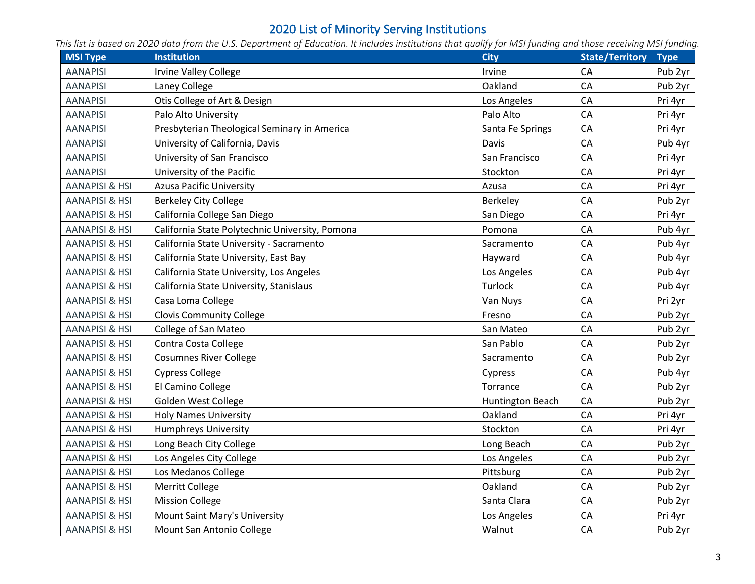# 2020 List of Minority Serving Institutions

*This list is based on 2020 data from the U.S. Department of Education. It includes institutions that qualify for MSI funding and those receiving MSI funding.*

| MSI Type | Institution | City | State/Territory | Type |
|---|---|---|---|---|
| AANAPISI | Irvine Valley College | Irvine | CA | Pub 2yr |
| AANAPISI | Laney College | Oakland | CA | Pub 2yr |
| AANAPISI | Otis College of Art & Design | Los Angeles | CA | Pri 4yr |
| AANAPISI | Palo Alto University | Palo Alto | CA | Pri 4yr |
| AANAPISI | Presbyterian Theological Seminary in America | Santa Fe Springs | CA | Pri 4yr |
| AANAPISI | University of California, Davis | Davis | CA | Pub 4yr |
| AANAPISI | University of San Francisco | San Francisco | CA | Pri 4yr |
| AANAPISI | University of the Pacific | Stockton | CA | Pri 4yr |
| AANAPISI & HSI | Azusa Pacific University | Azusa | CA | Pri 4yr |
| AANAPISI & HSI | Berkeley City College | Berkeley | CA | Pub 2yr |
| AANAPISI & HSI | California College San Diego | San Diego | CA | Pri 4yr |
| AANAPISI & HSI | California State Polytechnic University, Pomona | Pomona | CA | Pub 4yr |
| AANAPISI & HSI | California State University - Sacramento | Sacramento | CA | Pub 4yr |
| AANAPISI & HSI | California State University, East Bay | Hayward | CA | Pub 4yr |
| AANAPISI & HSI | California State University, Los Angeles | Los Angeles | CA | Pub 4yr |
| AANAPISI & HSI | California State University, Stanislaus | Turlock | CA | Pub 4yr |
| AANAPISI & HSI | Casa Loma College | Van Nuys | CA | Pri 2yr |
| AANAPISI & HSI | Clovis Community College | Fresno | CA | Pub 2yr |
| AANAPISI & HSI | College of San Mateo | San Mateo | CA | Pub 2yr |
| AANAPISI & HSI | Contra Costa College | San Pablo | CA | Pub 2yr |
| AANAPISI & HSI | Cosumnes River College | Sacramento | CA | Pub 2yr |
| AANAPISI & HSI | Cypress College | Cypress | CA | Pub 4yr |
| AANAPISI & HSI | El Camino College | Torrance | CA | Pub 2yr |
| AANAPISI & HSI | Golden West College | Huntington Beach | CA | Pub 2yr |
| AANAPISI & HSI | Holy Names University | Oakland | CA | Pri 4yr |
| AANAPISI & HSI | Humphreys University | Stockton | CA | Pri 4yr |
| AANAPISI & HSI | Long Beach City College | Long Beach | CA | Pub 2yr |
| AANAPISI & HSI | Los Angeles City College | Los Angeles | CA | Pub 2yr |
| AANAPISI & HSI | Los Medanos College | Pittsburg | CA | Pub 2yr |
| AANAPISI & HSI | Merritt College | Oakland | CA | Pub 2yr |
| AANAPISI & HSI | Mission College | Santa Clara | CA | Pub 2yr |
| AANAPISI & HSI | Mount Saint Mary's University | Los Angeles | CA | Pri 4yr |
| AANAPISI & HSI | Mount San Antonio College | Walnut | CA | Pub 2yr |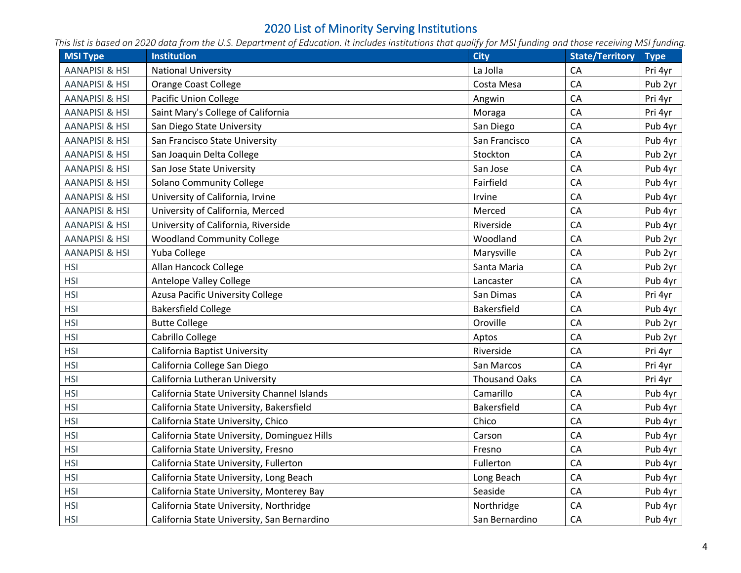# 2020 List of Minority Serving Institutions

*This list is based on 2020 data from the U.S. Department of Education. It includes institutions that qualify for MSI funding and those receiving MSI funding.*

| MSI Type | Institution | City | State/Territory | Type |
|---|---|---|---|---|
| AANAPISI & HSI | National University | La Jolla | CA | Pri 4yr |
| AANAPISI & HSI | Orange Coast College | Costa Mesa | CA | Pub 2yr |
| AANAPISI & HSI | Pacific Union College | Angwin | CA | Pri 4yr |
| AANAPISI & HSI | Saint Mary's College of California | Moraga | CA | Pri 4yr |
| AANAPISI & HSI | San Diego State University | San Diego | CA | Pub 4yr |
| AANAPISI & HSI | San Francisco State University | San Francisco | CA | Pub 4yr |
| AANAPISI & HSI | San Joaquin Delta College | Stockton | CA | Pub 2yr |
| AANAPISI & HSI | San Jose State University | San Jose | CA | Pub 4yr |
| AANAPISI & HSI | Solano Community College | Fairfield | CA | Pub 4yr |
| AANAPISI & HSI | University of California, Irvine | Irvine | CA | Pub 4yr |
| AANAPISI & HSI | University of California, Merced | Merced | CA | Pub 4yr |
| AANAPISI & HSI | University of California, Riverside | Riverside | CA | Pub 4yr |
| AANAPISI & HSI | Woodland Community College | Woodland | CA | Pub 2yr |
| AANAPISI & HSI | Yuba College | Marysville | CA | Pub 2yr |
| HSI | Allan Hancock College | Santa Maria | CA | Pub 2yr |
| HSI | Antelope Valley College | Lancaster | CA | Pub 4yr |
| HSI | Azusa Pacific University College | San Dimas | CA | Pri 4yr |
| HSI | Bakersfield College | Bakersfield | CA | Pub 4yr |
| HSI | Butte College | Oroville | CA | Pub 2yr |
| HSI | Cabrillo College | Aptos | CA | Pub 2yr |
| HSI | California Baptist University | Riverside | CA | Pri 4yr |
| HSI | California College San Diego | San Marcos | CA | Pri 4yr |
| HSI | California Lutheran University | Thousand Oaks | CA | Pri 4yr |
| HSI | California State University Channel Islands | Camarillo | CA | Pub 4yr |
| HSI | California State University, Bakersfield | Bakersfield | CA | Pub 4yr |
| HSI | California State University, Chico | Chico | CA | Pub 4yr |
| HSI | California State University, Dominguez Hills | Carson | CA | Pub 4yr |
| HSI | California State University, Fresno | Fresno | CA | Pub 4yr |
| HSI | California State University, Fullerton | Fullerton | CA | Pub 4yr |
| HSI | California State University, Long Beach | Long Beach | CA | Pub 4yr |
| HSI | California State University, Monterey Bay | Seaside | CA | Pub 4yr |
| HSI | California State University, Northridge | Northridge | CA | Pub 4yr |
| HSI | California State University, San Bernardino | San Bernardino | CA | Pub 4yr |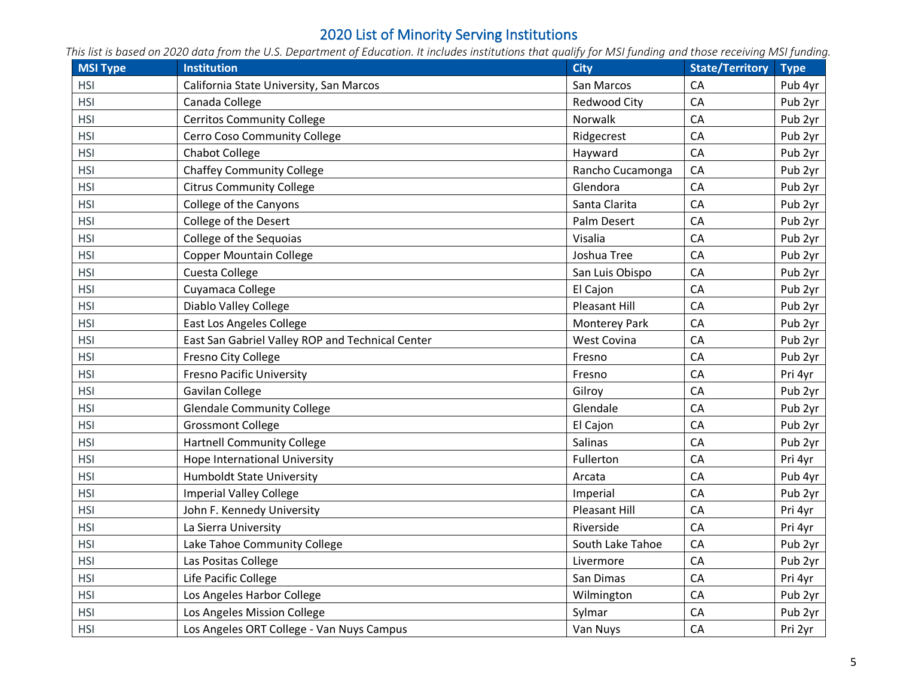# 2020 List of Minority Serving Institutions

*This list is based on 2020 data from the U.S. Department of Education. It includes institutions that qualify for MSI funding and those receiving MSI funding.*

| MSI Type | Institution | City | State/Territory | Type |
|---|---|---|---|---|
| HSI | California State University, San Marcos | San Marcos | CA | Pub 4yr |
| HSI | Canada College | Redwood City | CA | Pub 2yr |
| HSI | Cerritos Community College | Norwalk | CA | Pub 2yr |
| HSI | Cerro Coso Community College | Ridgecrest | CA | Pub 2yr |
| HSI | Chabot College | Hayward | CA | Pub 2yr |
| HSI | Chaffey Community College | Rancho Cucamonga | CA | Pub 2yr |
| HSI | Citrus Community College | Glendora | CA | Pub 2yr |
| HSI | College of the Canyons | Santa Clarita | CA | Pub 2yr |
| HSI | College of the Desert | Palm Desert | CA | Pub 2yr |
| HSI | College of the Sequoias | Visalia | CA | Pub 2yr |
| HSI | Copper Mountain College | Joshua Tree | CA | Pub 2yr |
| HSI | Cuesta College | San Luis Obispo | CA | Pub 2yr |
| HSI | Cuyamaca College | El Cajon | CA | Pub 2yr |
| HSI | Diablo Valley College | Pleasant Hill | CA | Pub 2yr |
| HSI | East Los Angeles College | Monterey Park | CA | Pub 2yr |
| HSI | East San Gabriel Valley ROP and Technical Center | West Covina | CA | Pub 2yr |
| HSI | Fresno City College | Fresno | CA | Pub 2yr |
| HSI | Fresno Pacific University | Fresno | CA | Pri 4yr |
| HSI | Gavilan College | Gilroy | CA | Pub 2yr |
| HSI | Glendale Community College | Glendale | CA | Pub 2yr |
| HSI | Grossmont College | El Cajon | CA | Pub 2yr |
| HSI | Hartnell Community College | Salinas | CA | Pub 2yr |
| HSI | Hope International University | Fullerton | CA | Pri 4yr |
| HSI | Humboldt State University | Arcata | CA | Pub 4yr |
| HSI | Imperial Valley College | Imperial | CA | Pub 2yr |
| HSI | John F. Kennedy University | Pleasant Hill | CA | Pri 4yr |
| HSI | La Sierra University | Riverside | CA | Pri 4yr |
| HSI | Lake Tahoe Community College | South Lake Tahoe | CA | Pub 2yr |
| HSI | Las Positas College | Livermore | CA | Pub 2yr |
| HSI | Life Pacific College | San Dimas | CA | Pri 4yr |
| HSI | Los Angeles Harbor College | Wilmington | CA | Pub 2yr |
| HSI | Los Angeles Mission College | Sylmar | CA | Pub 2yr |
| HSI | Los Angeles ORT College - Van Nuys Campus | Van Nuys | CA | Pri 2yr |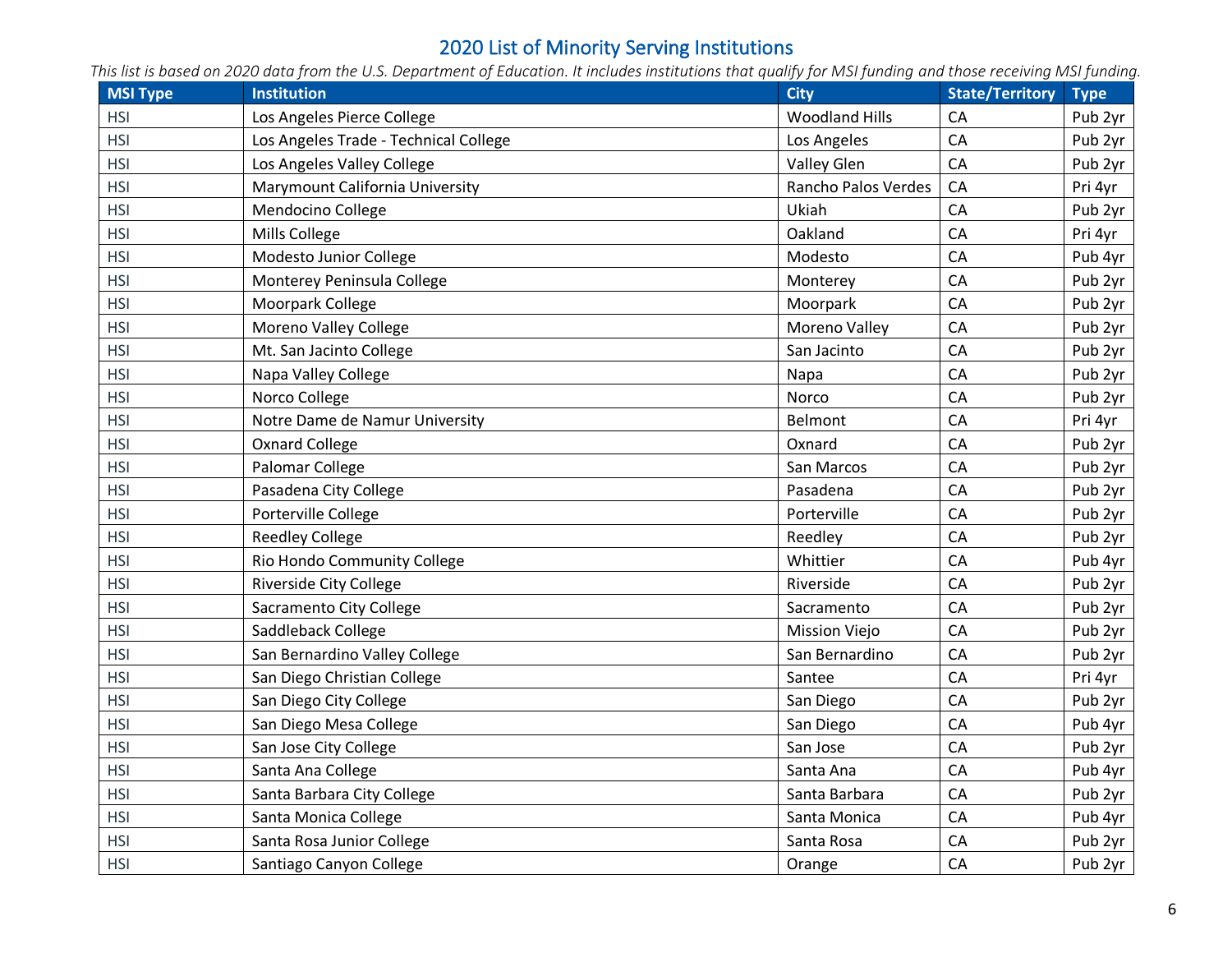# 2020 List of Minority Serving Institutions

*This list is based on 2020 data from the U.S. Department of Education. It includes institutions that qualify for MSI funding and those receiving MSI funding.*

| MSI Type | Institution | City | State/Territory | Type |
|---|---|---|---|---|
| HSI | Los Angeles Pierce College | Woodland Hills | CA | Pub 2yr |
| HSI | Los Angeles Trade - Technical College | Los Angeles | CA | Pub 2yr |
| HSI | Los Angeles Valley College | Valley Glen | CA | Pub 2yr |
| HSI | Marymount California University | Rancho Palos Verdes | CA | Pri 4yr |
| HSI | Mendocino College | Ukiah | CA | Pub 2yr |
| HSI | Mills College | Oakland | CA | Pri 4yr |
| HSI | Modesto Junior College | Modesto | CA | Pub 4yr |
| HSI | Monterey Peninsula College | Monterey | CA | Pub 2yr |
| HSI | Moorpark College | Moorpark | CA | Pub 2yr |
| HSI | Moreno Valley College | Moreno Valley | CA | Pub 2yr |
| HSI | Mt. San Jacinto College | San Jacinto | CA | Pub 2yr |
| HSI | Napa Valley College | Napa | CA | Pub 2yr |
| HSI | Norco College | Norco | CA | Pub 2yr |
| HSI | Notre Dame de Namur University | Belmont | CA | Pri 4yr |
| HSI | Oxnard College | Oxnard | CA | Pub 2yr |
| HSI | Palomar College | San Marcos | CA | Pub 2yr |
| HSI | Pasadena City College | Pasadena | CA | Pub 2yr |
| HSI | Porterville College | Porterville | CA | Pub 2yr |
| HSI | Reedley College | Reedley | CA | Pub 2yr |
| HSI | Rio Hondo Community College | Whittier | CA | Pub 4yr |
| HSI | Riverside City College | Riverside | CA | Pub 2yr |
| HSI | Sacramento City College | Sacramento | CA | Pub 2yr |
| HSI | Saddleback College | Mission Viejo | CA | Pub 2yr |
| HSI | San Bernardino Valley College | San Bernardino | CA | Pub 2yr |
| HSI | San Diego Christian College | Santee | CA | Pri 4yr |
| HSI | San Diego City College | San Diego | CA | Pub 2yr |
| HSI | San Diego Mesa College | San Diego | CA | Pub 4yr |
| HSI | San Jose City College | San Jose | CA | Pub 2yr |
| HSI | Santa Ana College | Santa Ana | CA | Pub 4yr |
| HSI | Santa Barbara City College | Santa Barbara | CA | Pub 2yr |
| HSI | Santa Monica College | Santa Monica | CA | Pub 4yr |
| HSI | Santa Rosa Junior College | Santa Rosa | CA | Pub 2yr |
| HSI | Santiago Canyon College | Orange | CA | Pub 2yr |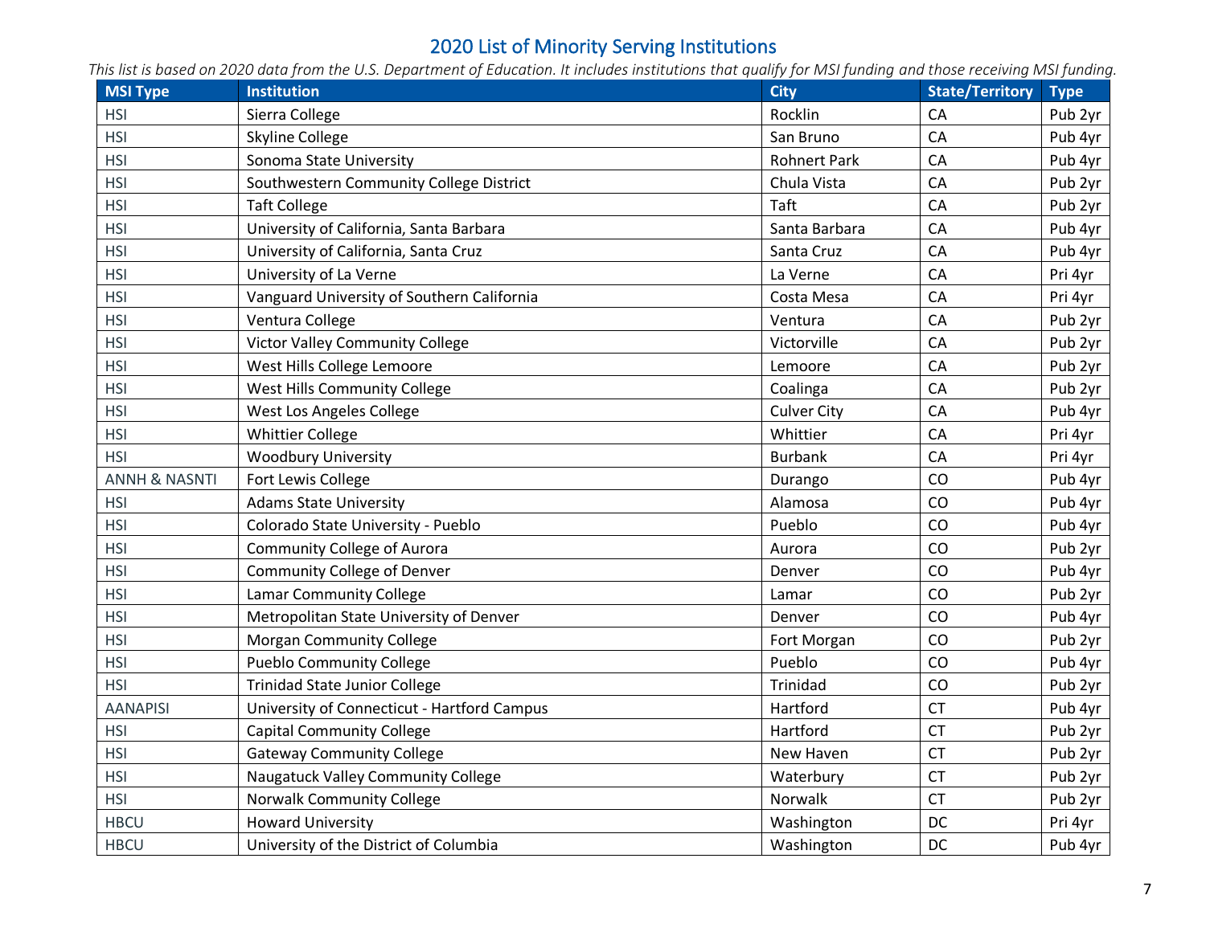# 2020 List of Minority Serving Institutions

*This list is based on 2020 data from the U.S. Department of Education. It includes institutions that qualify for MSI funding and those receiving MSI funding.*

| MSI Type | Institution | City | State/Territory | Type |
|---|---|---|---|---|
| HSI | Sierra College | Rocklin | CA | Pub 2yr |
| HSI | Skyline College | San Bruno | CA | Pub 4yr |
| HSI | Sonoma State University | Rohnert Park | CA | Pub 4yr |
| HSI | Southwestern Community College District | Chula Vista | CA | Pub 2yr |
| HSI | Taft College | Taft | CA | Pub 2yr |
| HSI | University of California, Santa Barbara | Santa Barbara | CA | Pub 4yr |
| HSI | University of California, Santa Cruz | Santa Cruz | CA | Pub 4yr |
| HSI | University of La Verne | La Verne | CA | Pri 4yr |
| HSI | Vanguard University of Southern California | Costa Mesa | CA | Pri 4yr |
| HSI | Ventura College | Ventura | CA | Pub 2yr |
| HSI | Victor Valley Community College | Victorville | CA | Pub 2yr |
| HSI | West Hills College Lemoore | Lemoore | CA | Pub 2yr |
| HSI | West Hills Community College | Coalinga | CA | Pub 2yr |
| HSI | West Los Angeles College | Culver City | CA | Pub 4yr |
| HSI | Whittier College | Whittier | CA | Pri 4yr |
| HSI | Woodbury University | Burbank | CA | Pri 4yr |
| ANNH & NASNTI | Fort Lewis College | Durango | CO | Pub 4yr |
| HSI | Adams State University | Alamosa | CO | Pub 4yr |
| HSI | Colorado State University - Pueblo | Pueblo | CO | Pub 4yr |
| HSI | Community College of Aurora | Aurora | CO | Pub 2yr |
| HSI | Community College of Denver | Denver | CO | Pub 4yr |
| HSI | Lamar Community College | Lamar | CO | Pub 2yr |
| HSI | Metropolitan State University of Denver | Denver | CO | Pub 4yr |
| HSI | Morgan Community College | Fort Morgan | CO | Pub 2yr |
| HSI | Pueblo Community College | Pueblo | CO | Pub 4yr |
| HSI | Trinidad State Junior College | Trinidad | CO | Pub 2yr |
| AANAPISI | University of Connecticut - Hartford Campus | Hartford | CT | Pub 4yr |
| HSI | Capital Community College | Hartford | CT | Pub 2yr |
| HSI | Gateway Community College | New Haven | CT | Pub 2yr |
| HSI | Naugatuck Valley Community College | Waterbury | CT | Pub 2yr |
| HSI | Norwalk Community College | Norwalk | CT | Pub 2yr |
| HBCU | Howard University | Washington | DC | Pri 4yr |
| HBCU | University of the District of Columbia | Washington | DC | Pub 4yr |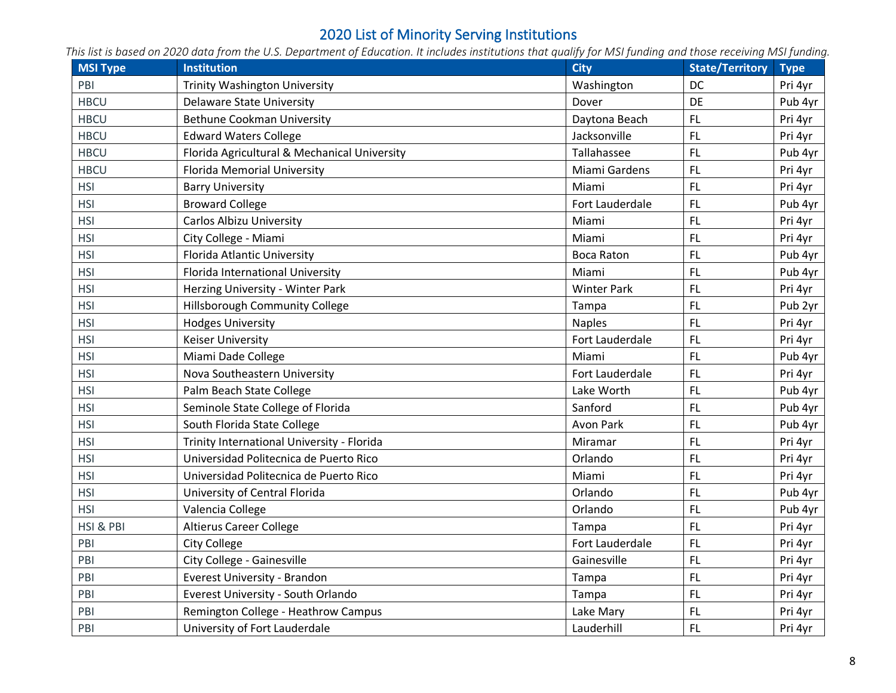# 2020 List of Minority Serving Institutions

*This list is based on 2020 data from the U.S. Department of Education. It includes institutions that qualify for MSI funding and those receiving MSI funding.*

| MSI Type | Institution | City | State/Territory | Type |
|---|---|---|---|---|
| PBI | Trinity Washington University | Washington | DC | Pri 4yr |
| HBCU | Delaware State University | Dover | DE | Pub 4yr |
| HBCU | Bethune Cookman University | Daytona Beach | FL | Pri 4yr |
| HBCU | Edward Waters College | Jacksonville | FL | Pri 4yr |
| HBCU | Florida Agricultural & Mechanical University | Tallahassee | FL | Pub 4yr |
| HBCU | Florida Memorial University | Miami Gardens | FL | Pri 4yr |
| HSI | Barry University | Miami | FL | Pri 4yr |
| HSI | Broward College | Fort Lauderdale | FL | Pub 4yr |
| HSI | Carlos Albizu University | Miami | FL | Pri 4yr |
| HSI | City College - Miami | Miami | FL | Pri 4yr |
| HSI | Florida Atlantic University | Boca Raton | FL | Pub 4yr |
| HSI | Florida International University | Miami | FL | Pub 4yr |
| HSI | Herzing University - Winter Park | Winter Park | FL | Pri 4yr |
| HSI | Hillsborough Community College | Tampa | FL | Pub 2yr |
| HSI | Hodges University | Naples | FL | Pri 4yr |
| HSI | Keiser University | Fort Lauderdale | FL | Pri 4yr |
| HSI | Miami Dade College | Miami | FL | Pub 4yr |
| HSI | Nova Southeastern University | Fort Lauderdale | FL | Pri 4yr |
| HSI | Palm Beach State College | Lake Worth | FL | Pub 4yr |
| HSI | Seminole State College of Florida | Sanford | FL | Pub 4yr |
| HSI | South Florida State College | Avon Park | FL | Pub 4yr |
| HSI | Trinity International University - Florida | Miramar | FL | Pri 4yr |
| HSI | Universidad Politecnica de Puerto Rico | Orlando | FL | Pri 4yr |
| HSI | Universidad Politecnica de Puerto Rico | Miami | FL | Pri 4yr |
| HSI | University of Central Florida | Orlando | FL | Pub 4yr |
| HSI | Valencia College | Orlando | FL | Pub 4yr |
| HSI & PBI | Altierus Career College | Tampa | FL | Pri 4yr |
| PBI | City College | Fort Lauderdale | FL | Pri 4yr |
| PBI | City College - Gainesville | Gainesville | FL | Pri 4yr |
| PBI | Everest University - Brandon | Tampa | FL | Pri 4yr |
| PBI | Everest University - South Orlando | Tampa | FL | Pri 4yr |
| PBI | Remington College - Heathrow Campus | Lake Mary | FL | Pri 4yr |
| PBI | University of Fort Lauderdale | Lauderhill | FL | Pri 4yr |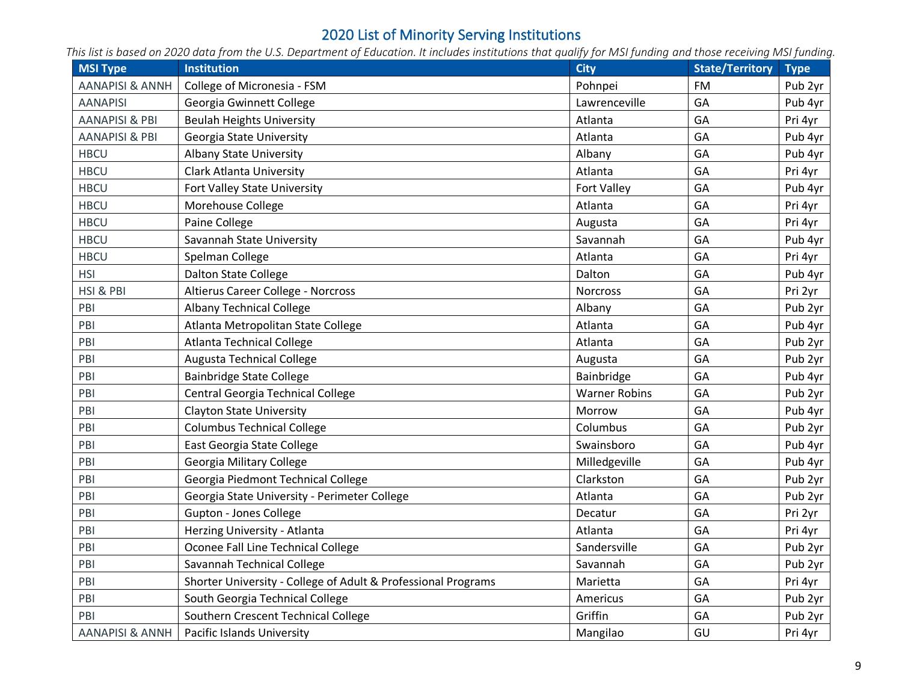# 2020 List of Minority Serving Institutions

*This list is based on 2020 data from the U.S. Department of Education. It includes institutions that qualify for MSI funding and those receiving MSI funding.*

| MSI Type | Institution | City | State/Territory | Type |
|---|---|---|---|---|
| AANAPISI & ANNH | College of Micronesia - FSM | Pohnpei | FM | Pub 2yr |
| AANAPISI | Georgia Gwinnett College | Lawrenceville | GA | Pub 4yr |
| AANAPISI & PBI | Beulah Heights University | Atlanta | GA | Pri 4yr |
| AANAPISI & PBI | Georgia State University | Atlanta | GA | Pub 4yr |
| HBCU | Albany State University | Albany | GA | Pub 4yr |
| HBCU | Clark Atlanta University | Atlanta | GA | Pri 4yr |
| HBCU | Fort Valley State University | Fort Valley | GA | Pub 4yr |
| HBCU | Morehouse College | Atlanta | GA | Pri 4yr |
| HBCU | Paine College | Augusta | GA | Pri 4yr |
| HBCU | Savannah State University | Savannah | GA | Pub 4yr |
| HBCU | Spelman College | Atlanta | GA | Pri 4yr |
| HSI | Dalton State College | Dalton | GA | Pub 4yr |
| HSI & PBI | Altierus Career College - Norcross | Norcross | GA | Pri 2yr |
| PBI | Albany Technical College | Albany | GA | Pub 2yr |
| PBI | Atlanta Metropolitan State College | Atlanta | GA | Pub 4yr |
| PBI | Atlanta Technical College | Atlanta | GA | Pub 2yr |
| PBI | Augusta Technical College | Augusta | GA | Pub 2yr |
| PBI | Bainbridge State College | Bainbridge | GA | Pub 4yr |
| PBI | Central Georgia Technical College | Warner Robins | GA | Pub 2yr |
| PBI | Clayton State University | Morrow | GA | Pub 4yr |
| PBI | Columbus Technical College | Columbus | GA | Pub 2yr |
| PBI | East Georgia State College | Swainsboro | GA | Pub 4yr |
| PBI | Georgia Military College | Milledgeville | GA | Pub 4yr |
| PBI | Georgia Piedmont Technical College | Clarkston | GA | Pub 2yr |
| PBI | Georgia State University - Perimeter College | Atlanta | GA | Pub 2yr |
| PBI | Gupton - Jones College | Decatur | GA | Pri 2yr |
| PBI | Herzing University - Atlanta | Atlanta | GA | Pri 4yr |
| PBI | Oconee Fall Line Technical College | Sandersville | GA | Pub 2yr |
| PBI | Savannah Technical College | Savannah | GA | Pub 2yr |
| PBI | Shorter University - College of Adult & Professional Programs | Marietta | GA | Pri 4yr |
| PBI | South Georgia Technical College | Americus | GA | Pub 2yr |
| PBI | Southern Crescent Technical College | Griffin | GA | Pub 2yr |
| AANAPISI & ANNH | Pacific Islands University | Mangilao | GU | Pri 4yr |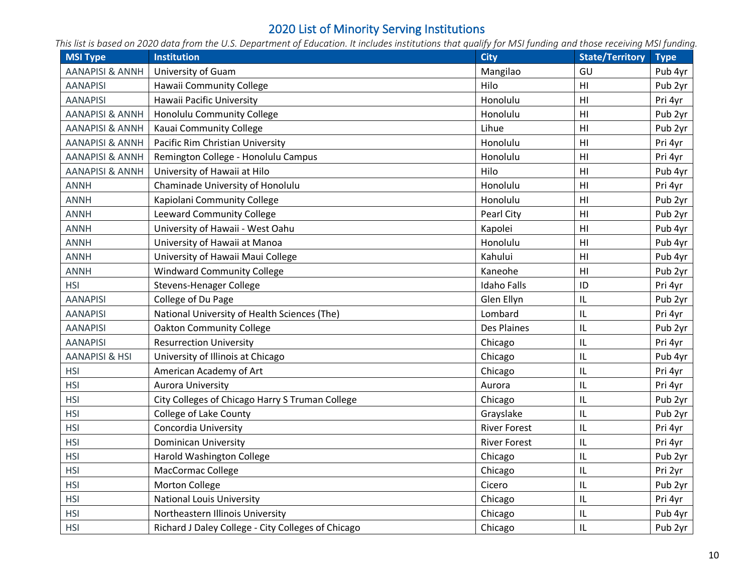# 2020 List of Minority Serving Institutions

*This list is based on 2020 data from the U.S. Department of Education. It includes institutions that qualify for MSI funding and those receiving MSI funding.*

| MSI Type | Institution | City | State/Territory | Type |
|---|---|---|---|---|
| AANAPISI & ANNH | University of Guam | Mangilao | GU | Pub 4yr |
| AANAPISI | Hawaii Community College | Hilo | HI | Pub 2yr |
| AANAPISI | Hawaii Pacific University | Honolulu | HI | Pri 4yr |
| AANAPISI & ANNH | Honolulu Community College | Honolulu | HI | Pub 2yr |
| AANAPISI & ANNH | Kauai Community College | Lihue | HI | Pub 2yr |
| AANAPISI & ANNH | Pacific Rim Christian University | Honolulu | HI | Pri 4yr |
| AANAPISI & ANNH | Remington College - Honolulu Campus | Honolulu | HI | Pri 4yr |
| AANAPISI & ANNH | University of Hawaii at Hilo | Hilo | HI | Pub 4yr |
| ANNH | Chaminade University of Honolulu | Honolulu | HI | Pri 4yr |
| ANNH | Kapiolani Community College | Honolulu | HI | Pub 2yr |
| ANNH | Leeward Community College | Pearl City | HI | Pub 2yr |
| ANNH | University of Hawaii - West Oahu | Kapolei | HI | Pub 4yr |
| ANNH | University of Hawaii at Manoa | Honolulu | HI | Pub 4yr |
| ANNH | University of Hawaii Maui College | Kahului | HI | Pub 4yr |
| ANNH | Windward Community College | Kaneohe | HI | Pub 2yr |
| HSI | Stevens-Henager College | Idaho Falls | ID | Pri 4yr |
| AANAPISI | College of Du Page | Glen Ellyn | IL | Pub 2yr |
| AANAPISI | National University of Health Sciences (The) | Lombard | IL | Pri 4yr |
| AANAPISI | Oakton Community College | Des Plaines | IL | Pub 2yr |
| AANAPISI | Resurrection University | Chicago | IL | Pri 4yr |
| AANAPISI & HSI | University of Illinois at Chicago | Chicago | IL | Pub 4yr |
| HSI | American Academy of Art | Chicago | IL | Pri 4yr |
| HSI | Aurora University | Aurora | IL | Pri 4yr |
| HSI | City Colleges of Chicago Harry S Truman College | Chicago | IL | Pub 2yr |
| HSI | College of Lake County | Grayslake | IL | Pub 2yr |
| HSI | Concordia University | River Forest | IL | Pri 4yr |
| HSI | Dominican University | River Forest | IL | Pri 4yr |
| HSI | Harold Washington College | Chicago | IL | Pub 2yr |
| HSI | MacCormac College | Chicago | IL | Pri 2yr |
| HSI | Morton College | Cicero | IL | Pub 2yr |
| HSI | National Louis University | Chicago | IL | Pri 4yr |
| HSI | Northeastern Illinois University | Chicago | IL | Pub 4yr |
| HSI | Richard J Daley College - City Colleges of Chicago | Chicago | IL | Pub 2yr |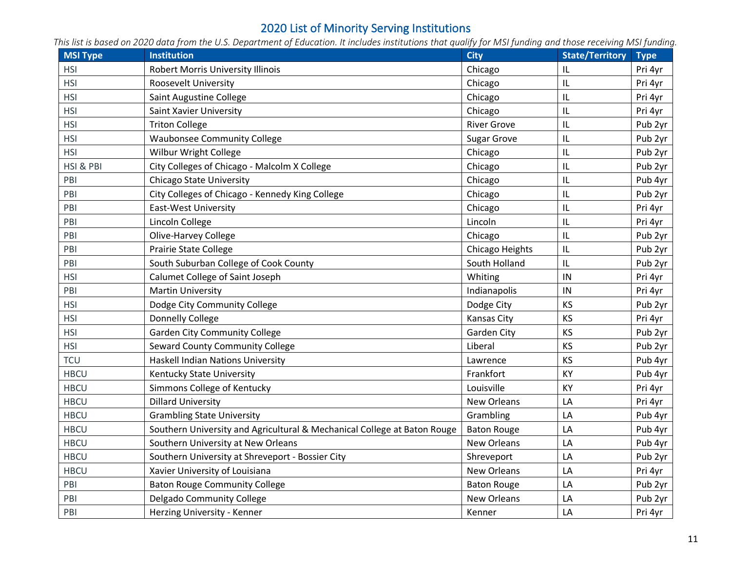## 2020 List of Minority Serving Institutions

*This list is based on 2020 data from the U.S. Department of Education. It includes institutions that qualify for MSI funding and those receiving MSI funding.*

| MSI Type | Institution | City | State/Territory | Type |
|---|---|---|---|---|
| HSI | Robert Morris University Illinois | Chicago | IL | Pri 4yr |
| HSI | Roosevelt University | Chicago | IL | Pri 4yr |
| HSI | Saint Augustine College | Chicago | IL | Pri 4yr |
| HSI | Saint Xavier University | Chicago | IL | Pri 4yr |
| HSI | Triton College | River Grove | IL | Pub 2yr |
| HSI | Waubonsee Community College | Sugar Grove | IL | Pub 2yr |
| HSI | Wilbur Wright College | Chicago | IL | Pub 2yr |
| HSI & PBI | City Colleges of Chicago - Malcolm X College | Chicago | IL | Pub 2yr |
| PBI | Chicago State University | Chicago | IL | Pub 4yr |
| PBI | City Colleges of Chicago - Kennedy King College | Chicago | IL | Pub 2yr |
| PBI | East-West University | Chicago | IL | Pri 4yr |
| PBI | Lincoln College | Lincoln | IL | Pri 4yr |
| PBI | Olive-Harvey College | Chicago | IL | Pub 2yr |
| PBI | Prairie State College | Chicago Heights | IL | Pub 2yr |
| PBI | South Suburban College of Cook County | South Holland | IL | Pub 2yr |
| HSI | Calumet College of Saint Joseph | Whiting | IN | Pri 4yr |
| PBI | Martin University | Indianapolis | IN | Pri 4yr |
| HSI | Dodge City Community College | Dodge City | KS | Pub 2yr |
| HSI | Donnelly College | Kansas City | KS | Pri 4yr |
| HSI | Garden City Community College | Garden City | KS | Pub 2yr |
| HSI | Seward County Community College | Liberal | KS | Pub 2yr |
| TCU | Haskell Indian Nations University | Lawrence | KS | Pub 4yr |
| HBCU | Kentucky State University | Frankfort | KY | Pub 4yr |
| HBCU | Simmons College of Kentucky | Louisville | KY | Pri 4yr |
| HBCU | Dillard University | New Orleans | LA | Pri 4yr |
| HBCU | Grambling State University | Grambling | LA | Pub 4yr |
| HBCU | Southern University and Agricultural & Mechanical College at Baton Rouge | Baton Rouge | LA | Pub 4yr |
| HBCU | Southern University at New Orleans | New Orleans | LA | Pub 4yr |
| HBCU | Southern University at Shreveport - Bossier City | Shreveport | LA | Pub 2yr |
| HBCU | Xavier University of Louisiana | New Orleans | LA | Pri 4yr |
| PBI | Baton Rouge Community College | Baton Rouge | LA | Pub 2yr |
| PBI | Delgado Community College | New Orleans | LA | Pub 2yr |
| PBI | Herzing University - Kenner | Kenner | LA | Pri 4yr |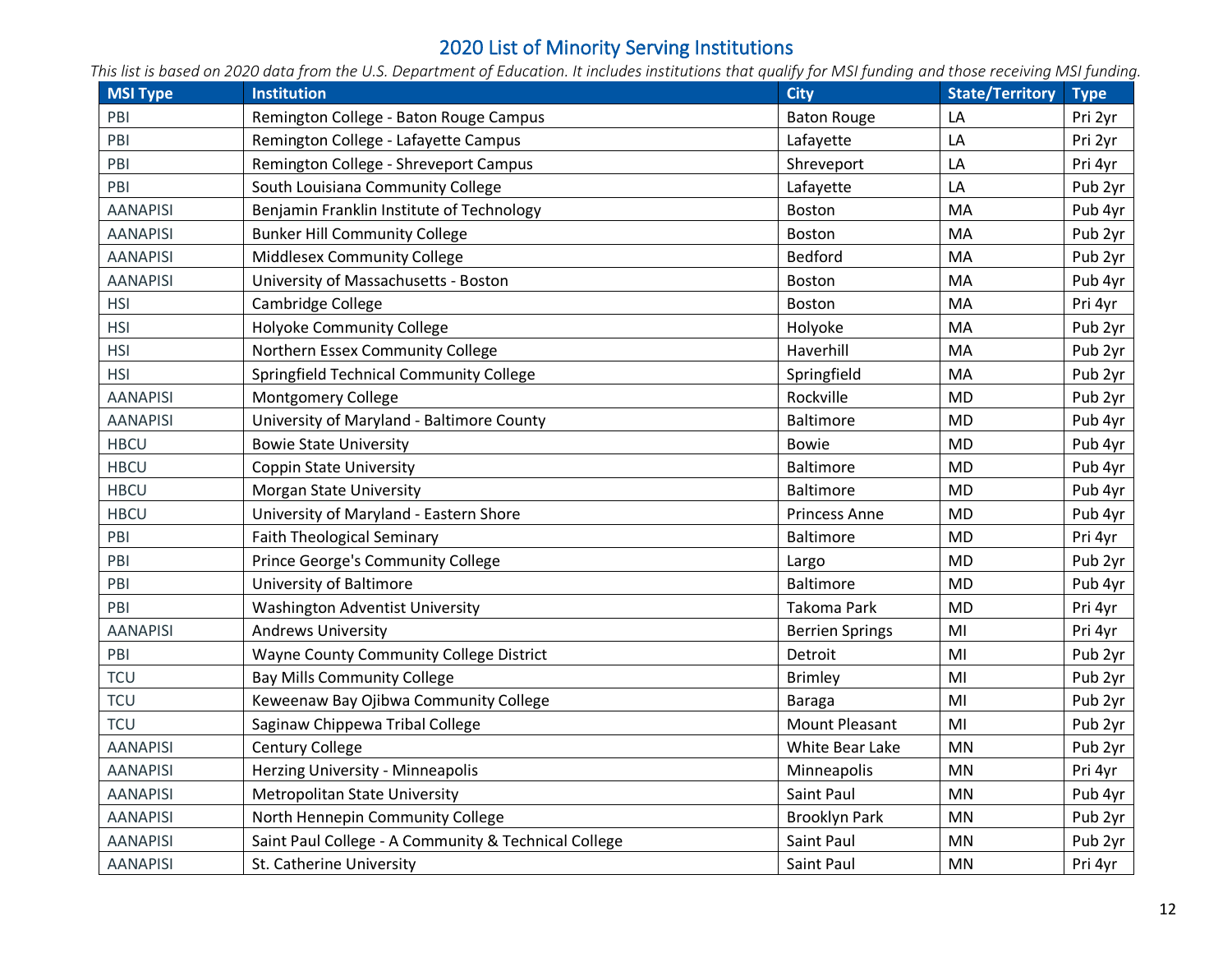# 2020 List of Minority Serving Institutions

*This list is based on 2020 data from the U.S. Department of Education. It includes institutions that qualify for MSI funding and those receiving MSI funding.*

| MSI Type | Institution | City | State/Territory | Type |
| --- | --- | --- | --- | --- |
| PBI | Remington College - Baton Rouge Campus | Baton Rouge | LA | Pri 2yr |
| PBI | Remington College - Lafayette Campus | Lafayette | LA | Pri 2yr |
| PBI | Remington College - Shreveport Campus | Shreveport | LA | Pri 4yr |
| PBI | South Louisiana Community College | Lafayette | LA | Pub 2yr |
| AANAPISI | Benjamin Franklin Institute of Technology | Boston | MA | Pub 4yr |
| AANAPISI | Bunker Hill Community College | Boston | MA | Pub 2yr |
| AANAPISI | Middlesex Community College | Bedford | MA | Pub 2yr |
| AANAPISI | University of Massachusetts - Boston | Boston | MA | Pub 4yr |
| HSI | Cambridge College | Boston | MA | Pri 4yr |
| HSI | Holyoke Community College | Holyoke | MA | Pub 2yr |
| HSI | Northern Essex Community College | Haverhill | MA | Pub 2yr |
| HSI | Springfield Technical Community College | Springfield | MA | Pub 2yr |
| AANAPISI | Montgomery College | Rockville | MD | Pub 2yr |
| AANAPISI | University of Maryland - Baltimore County | Baltimore | MD | Pub 4yr |
| HBCU | Bowie State University | Bowie | MD | Pub 4yr |
| HBCU | Coppin State University | Baltimore | MD | Pub 4yr |
| HBCU | Morgan State University | Baltimore | MD | Pub 4yr |
| HBCU | University of Maryland - Eastern Shore | Princess Anne | MD | Pub 4yr |
| PBI | Faith Theological Seminary | Baltimore | MD | Pri 4yr |
| PBI | Prince George's Community College | Largo | MD | Pub 2yr |
| PBI | University of Baltimore | Baltimore | MD | Pub 4yr |
| PBI | Washington Adventist University | Takoma Park | MD | Pri 4yr |
| AANAPISI | Andrews University | Berrien Springs | MI | Pri 4yr |
| PBI | Wayne County Community College District | Detroit | MI | Pub 2yr |
| TCU | Bay Mills Community College | Brimley | MI | Pub 2yr |
| TCU | Keweenaw Bay Ojibwa Community College | Baraga | MI | Pub 2yr |
| TCU | Saginaw Chippewa Tribal College | Mount Pleasant | MI | Pub 2yr |
| AANAPISI | Century College | White Bear Lake | MN | Pub 2yr |
| AANAPISI | Herzing University - Minneapolis | Minneapolis | MN | Pri 4yr |
| AANAPISI | Metropolitan State University | Saint Paul | MN | Pub 4yr |
| AANAPISI | North Hennepin Community College | Brooklyn Park | MN | Pub 2yr |
| AANAPISI | Saint Paul College - A Community & Technical College | Saint Paul | MN | Pub 2yr |
| AANAPISI | St. Catherine University | Saint Paul | MN | Pri 4yr |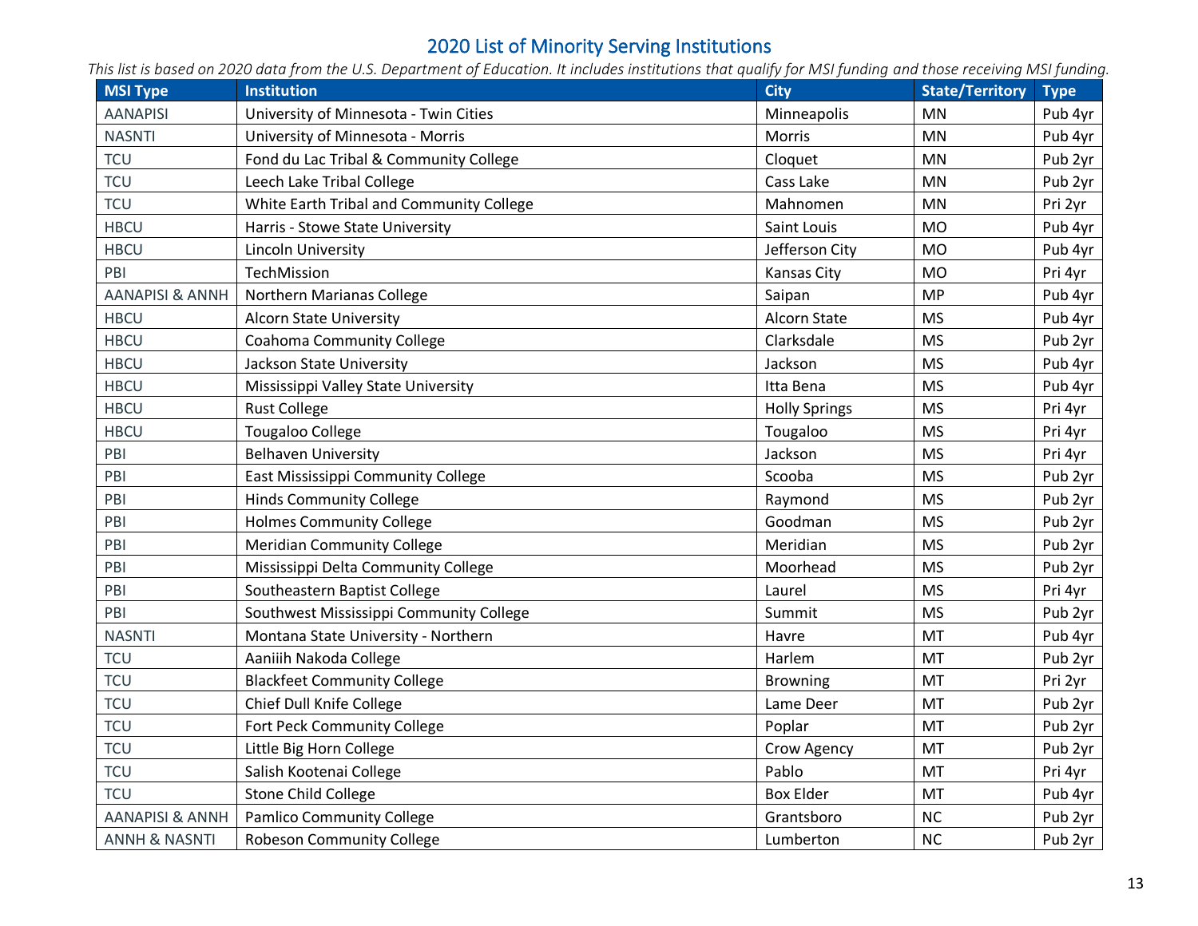# 2020 List of Minority Serving Institutions

*This list is based on 2020 data from the U.S. Department of Education. It includes institutions that qualify for MSI funding and those receiving MSI funding.*

| MSI Type | Institution | City | State/Territory | Type |
|---|---|---|---|---|
| AANAPISI | University of Minnesota - Twin Cities | Minneapolis | MN | Pub 4yr |
| NASNTI | University of Minnesota - Morris | Morris | MN | Pub 4yr |
| TCU | Fond du Lac Tribal & Community College | Cloquet | MN | Pub 2yr |
| TCU | Leech Lake Tribal College | Cass Lake | MN | Pub 2yr |
| TCU | White Earth Tribal and Community College | Mahnomen | MN | Pri 2yr |
| HBCU | Harris - Stowe State University | Saint Louis | MO | Pub 4yr |
| HBCU | Lincoln University | Jefferson City | MO | Pub 4yr |
| PBI | TechMission | Kansas City | MO | Pri 4yr |
| AANAPISI & ANNH | Northern Marianas College | Saipan | MP | Pub 4yr |
| HBCU | Alcorn State University | Alcorn State | MS | Pub 4yr |
| HBCU | Coahoma Community College | Clarksdale | MS | Pub 2yr |
| HBCU | Jackson State University | Jackson | MS | Pub 4yr |
| HBCU | Mississippi Valley State University | Itta Bena | MS | Pub 4yr |
| HBCU | Rust College | Holly Springs | MS | Pri 4yr |
| HBCU | Tougaloo College | Tougaloo | MS | Pri 4yr |
| PBI | Belhaven University | Jackson | MS | Pri 4yr |
| PBI | East Mississippi Community College | Scooba | MS | Pub 2yr |
| PBI | Hinds Community College | Raymond | MS | Pub 2yr |
| PBI | Holmes Community College | Goodman | MS | Pub 2yr |
| PBI | Meridian Community College | Meridian | MS | Pub 2yr |
| PBI | Mississippi Delta Community College | Moorhead | MS | Pub 2yr |
| PBI | Southeastern Baptist College | Laurel | MS | Pri 4yr |
| PBI | Southwest Mississippi Community College | Summit | MS | Pub 2yr |
| NASNTI | Montana State University - Northern | Havre | MT | Pub 4yr |
| TCU | Aaniiih Nakoda College | Harlem | MT | Pub 2yr |
| TCU | Blackfeet Community College | Browning | MT | Pri 2yr |
| TCU | Chief Dull Knife College | Lame Deer | MT | Pub 2yr |
| TCU | Fort Peck Community College | Poplar | MT | Pub 2yr |
| TCU | Little Big Horn College | Crow Agency | MT | Pub 2yr |
| TCU | Salish Kootenai College | Pablo | MT | Pri 4yr |
| TCU | Stone Child College | Box Elder | MT | Pub 4yr |
| AANAPISI & ANNH | Pamlico Community College | Grantsboro | NC | Pub 2yr |
| ANNH & NASNTI | Robeson Community College | Lumberton | NC | Pub 2yr |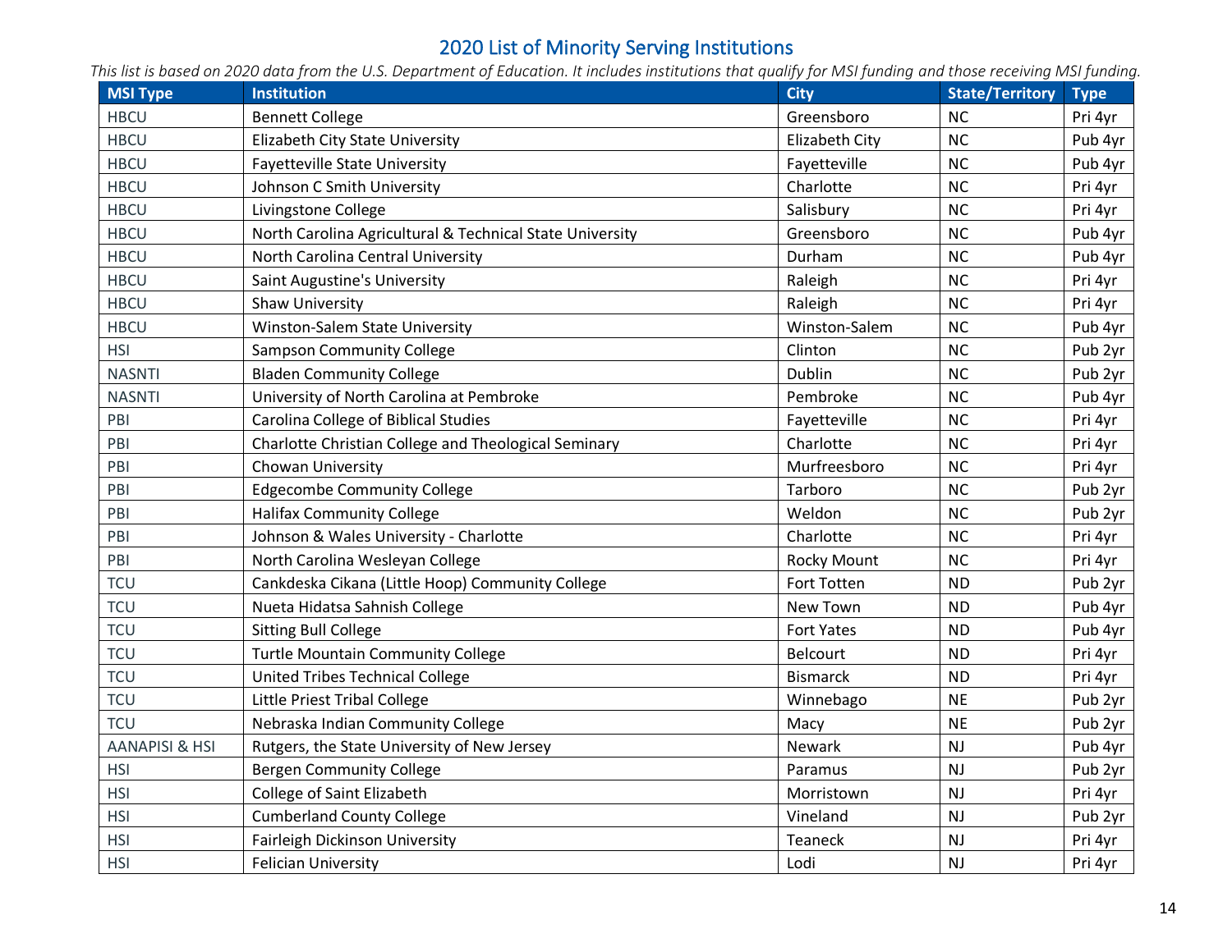# 2020 List of Minority Serving Institutions

*This list is based on 2020 data from the U.S. Department of Education. It includes institutions that qualify for MSI funding and those receiving MSI funding.*

| MSI Type | Institution | City | State/Territory | Type |
|---|---|---|---|---|
| HBCU | Bennett College | Greensboro | NC | Pri 4yr |
| HBCU | Elizabeth City State University | Elizabeth City | NC | Pub 4yr |
| HBCU | Fayetteville State University | Fayetteville | NC | Pub 4yr |
| HBCU | Johnson C Smith University | Charlotte | NC | Pri 4yr |
| HBCU | Livingstone College | Salisbury | NC | Pri 4yr |
| HBCU | North Carolina Agricultural & Technical State University | Greensboro | NC | Pub 4yr |
| HBCU | North Carolina Central University | Durham | NC | Pub 4yr |
| HBCU | Saint Augustine's University | Raleigh | NC | Pri 4yr |
| HBCU | Shaw University | Raleigh | NC | Pri 4yr |
| HBCU | Winston-Salem State University | Winston-Salem | NC | Pub 4yr |
| HSI | Sampson Community College | Clinton | NC | Pub 2yr |
| NASNTI | Bladen Community College | Dublin | NC | Pub 2yr |
| NASNTI | University of North Carolina at Pembroke | Pembroke | NC | Pub 4yr |
| PBI | Carolina College of Biblical Studies | Fayetteville | NC | Pri 4yr |
| PBI | Charlotte Christian College and Theological Seminary | Charlotte | NC | Pri 4yr |
| PBI | Chowan University | Murfreesboro | NC | Pri 4yr |
| PBI | Edgecombe Community College | Tarboro | NC | Pub 2yr |
| PBI | Halifax Community College | Weldon | NC | Pub 2yr |
| PBI | Johnson & Wales University - Charlotte | Charlotte | NC | Pri 4yr |
| PBI | North Carolina Wesleyan College | Rocky Mount | NC | Pri 4yr |
| TCU | Cankdeska Cikana (Little Hoop) Community College | Fort Totten | ND | Pub 2yr |
| TCU | Nueta Hidatsa Sahnish College | New Town | ND | Pub 4yr |
| TCU | Sitting Bull College | Fort Yates | ND | Pub 4yr |
| TCU | Turtle Mountain Community College | Belcourt | ND | Pri 4yr |
| TCU | United Tribes Technical College | Bismarck | ND | Pri 4yr |
| TCU | Little Priest Tribal College | Winnebago | NE | Pub 2yr |
| TCU | Nebraska Indian Community College | Macy | NE | Pub 2yr |
| AANAPISI & HSI | Rutgers, the State University of New Jersey | Newark | NJ | Pub 4yr |
| HSI | Bergen Community College | Paramus | NJ | Pub 2yr |
| HSI | College of Saint Elizabeth | Morristown | NJ | Pri 4yr |
| HSI | Cumberland County College | Vineland | NJ | Pub 2yr |
| HSI | Fairleigh Dickinson University | Teaneck | NJ | Pri 4yr |
| HSI | Felician University | Lodi | NJ | Pri 4yr |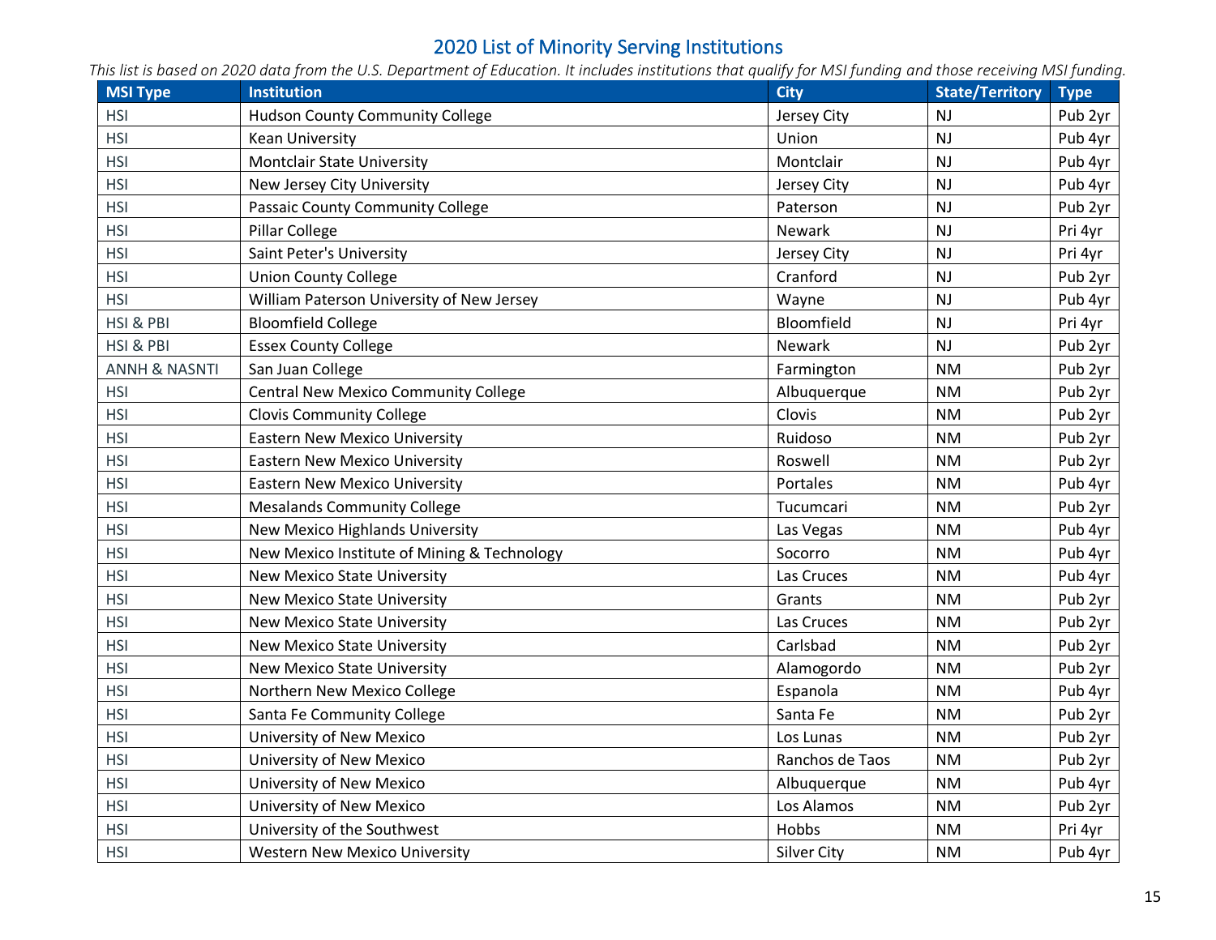# 2020 List of Minority Serving Institutions

*This list is based on 2020 data from the U.S. Department of Education. It includes institutions that qualify for MSI funding and those receiving MSI funding.*

| MSI Type | Institution | City | State/Territory | Type |
|---|---|---|---|---|
| HSI | Hudson County Community College | Jersey City | NJ | Pub 2yr |
| HSI | Kean University | Union | NJ | Pub 4yr |
| HSI | Montclair State University | Montclair | NJ | Pub 4yr |
| HSI | New Jersey City University | Jersey City | NJ | Pub 4yr |
| HSI | Passaic County Community College | Paterson | NJ | Pub 2yr |
| HSI | Pillar College | Newark | NJ | Pri 4yr |
| HSI | Saint Peter's University | Jersey City | NJ | Pri 4yr |
| HSI | Union County College | Cranford | NJ | Pub 2yr |
| HSI | William Paterson University of New Jersey | Wayne | NJ | Pub 4yr |
| HSI & PBI | Bloomfield College | Bloomfield | NJ | Pri 4yr |
| HSI & PBI | Essex County College | Newark | NJ | Pub 2yr |
| ANNH & NASNTI | San Juan College | Farmington | NM | Pub 2yr |
| HSI | Central New Mexico Community College | Albuquerque | NM | Pub 2yr |
| HSI | Clovis Community College | Clovis | NM | Pub 2yr |
| HSI | Eastern New Mexico University | Ruidoso | NM | Pub 2yr |
| HSI | Eastern New Mexico University | Roswell | NM | Pub 2yr |
| HSI | Eastern New Mexico University | Portales | NM | Pub 4yr |
| HSI | Mesalands Community College | Tucumcari | NM | Pub 2yr |
| HSI | New Mexico Highlands University | Las Vegas | NM | Pub 4yr |
| HSI | New Mexico Institute of Mining & Technology | Socorro | NM | Pub 4yr |
| HSI | New Mexico State University | Las Cruces | NM | Pub 4yr |
| HSI | New Mexico State University | Grants | NM | Pub 2yr |
| HSI | New Mexico State University | Las Cruces | NM | Pub 2yr |
| HSI | New Mexico State University | Carlsbad | NM | Pub 2yr |
| HSI | New Mexico State University | Alamogordo | NM | Pub 2yr |
| HSI | Northern New Mexico College | Espanola | NM | Pub 4yr |
| HSI | Santa Fe Community College | Santa Fe | NM | Pub 2yr |
| HSI | University of New Mexico | Los Lunas | NM | Pub 2yr |
| HSI | University of New Mexico | Ranchos de Taos | NM | Pub 2yr |
| HSI | University of New Mexico | Albuquerque | NM | Pub 4yr |
| HSI | University of New Mexico | Los Alamos | NM | Pub 2yr |
| HSI | University of the Southwest | Hobbs | NM | Pri 4yr |
| HSI | Western New Mexico University | Silver City | NM | Pub 4yr |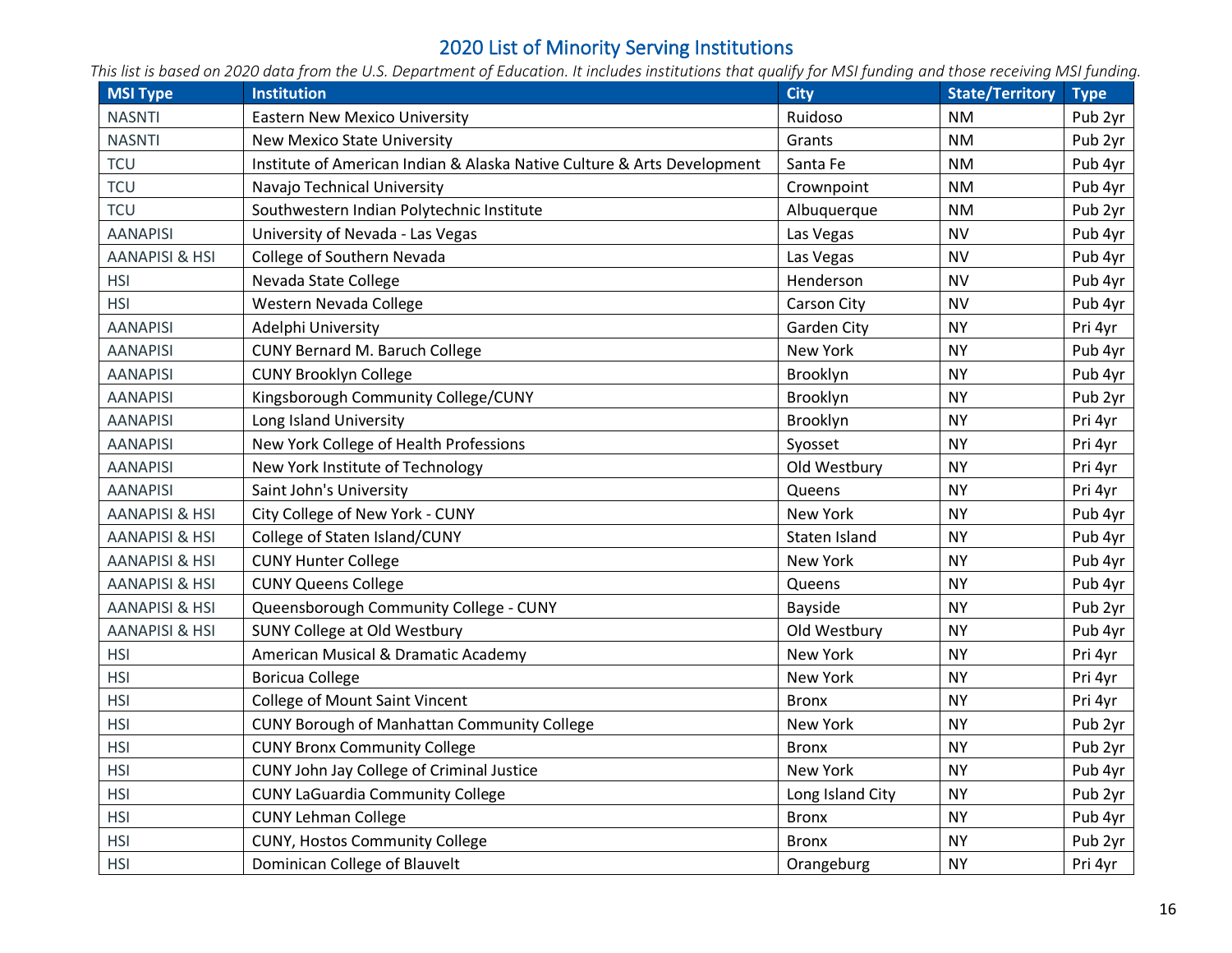# 2020 List of Minority Serving Institutions

*This list is based on 2020 data from the U.S. Department of Education. It includes institutions that qualify for MSI funding and those receiving MSI funding.*

| MSI Type | Institution | City | State/Territory | Type |
|---|---|---|---|---|
| NASNTI | Eastern New Mexico University | Ruidoso | NM | Pub 2yr |
| NASNTI | New Mexico State University | Grants | NM | Pub 2yr |
| TCU | Institute of American Indian & Alaska Native Culture & Arts Development | Santa Fe | NM | Pub 4yr |
| TCU | Navajo Technical University | Crownpoint | NM | Pub 4yr |
| TCU | Southwestern Indian Polytechnic Institute | Albuquerque | NM | Pub 2yr |
| AANAPISI | University of Nevada - Las Vegas | Las Vegas | NV | Pub 4yr |
| AANAPISI & HSI | College of Southern Nevada | Las Vegas | NV | Pub 4yr |
| HSI | Nevada State College | Henderson | NV | Pub 4yr |
| HSI | Western Nevada College | Carson City | NV | Pub 4yr |
| AANAPISI | Adelphi University | Garden City | NY | Pri 4yr |
| AANAPISI | CUNY Bernard M. Baruch College | New York | NY | Pub 4yr |
| AANAPISI | CUNY Brooklyn College | Brooklyn | NY | Pub 4yr |
| AANAPISI | Kingsborough Community College/CUNY | Brooklyn | NY | Pub 2yr |
| AANAPISI | Long Island University | Brooklyn | NY | Pri 4yr |
| AANAPISI | New York College of Health Professions | Syosset | NY | Pri 4yr |
| AANAPISI | New York Institute of Technology | Old Westbury | NY | Pri 4yr |
| AANAPISI | Saint John's University | Queens | NY | Pri 4yr |
| AANAPISI & HSI | City College of New York - CUNY | New York | NY | Pub 4yr |
| AANAPISI & HSI | College of Staten Island/CUNY | Staten Island | NY | Pub 4yr |
| AANAPISI & HSI | CUNY Hunter College | New York | NY | Pub 4yr |
| AANAPISI & HSI | CUNY Queens College | Queens | NY | Pub 4yr |
| AANAPISI & HSI | Queensborough Community College - CUNY | Bayside | NY | Pub 2yr |
| AANAPISI & HSI | SUNY College at Old Westbury | Old Westbury | NY | Pub 4yr |
| HSI | American Musical & Dramatic Academy | New York | NY | Pri 4yr |
| HSI | Boricua College | New York | NY | Pri 4yr |
| HSI | College of Mount Saint Vincent | Bronx | NY | Pri 4yr |
| HSI | CUNY Borough of Manhattan Community College | New York | NY | Pub 2yr |
| HSI | CUNY Bronx Community College | Bronx | NY | Pub 2yr |
| HSI | CUNY John Jay College of Criminal Justice | New York | NY | Pub 4yr |
| HSI | CUNY LaGuardia Community College | Long Island City | NY | Pub 2yr |
| HSI | CUNY Lehman College | Bronx | NY | Pub 4yr |
| HSI | CUNY, Hostos Community College | Bronx | NY | Pub 2yr |
| HSI | Dominican College of Blauvelt | Orangeburg | NY | Pri 4yr |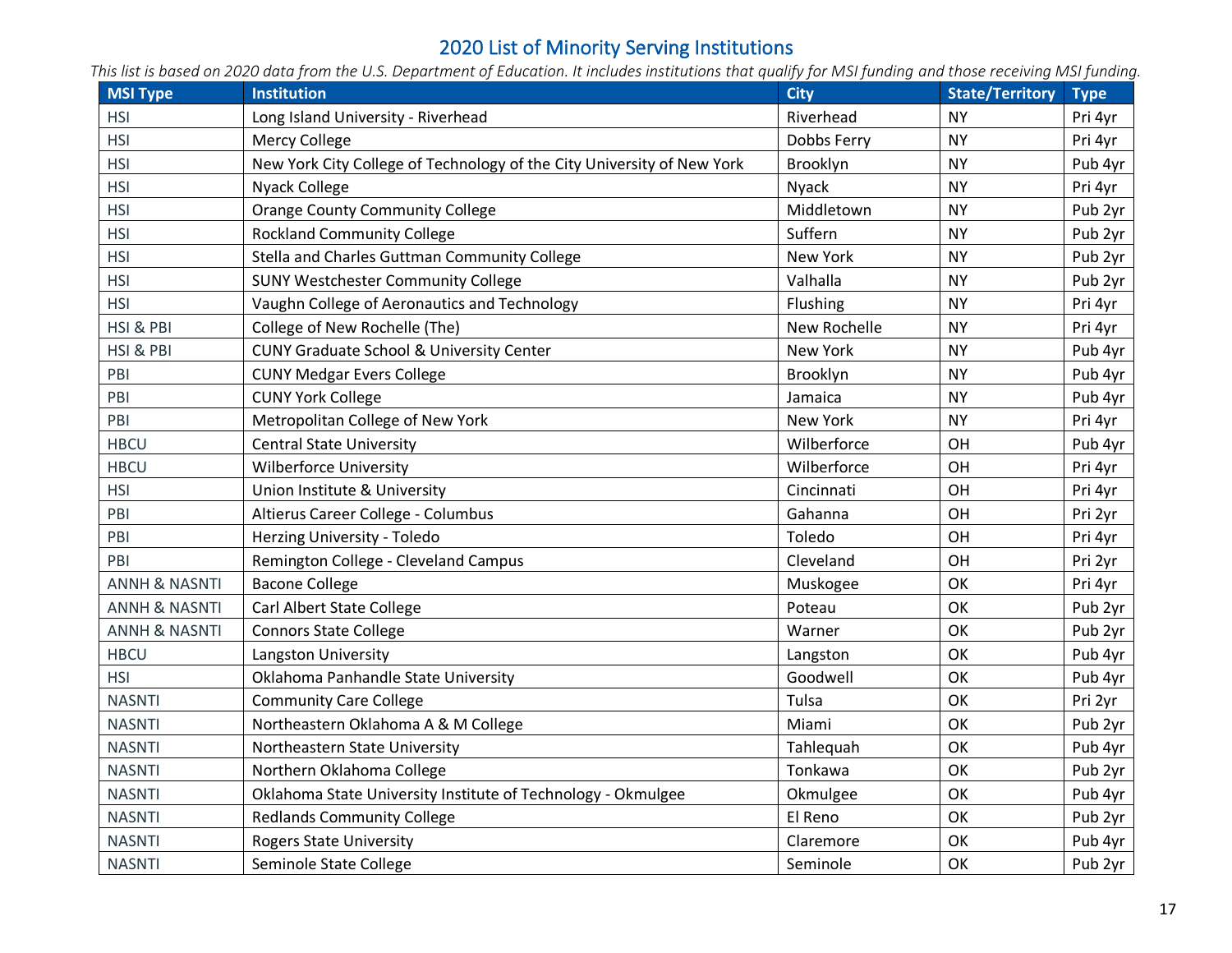# 2020 List of Minority Serving Institutions

*This list is based on 2020 data from the U.S. Department of Education. It includes institutions that qualify for MSI funding and those receiving MSI funding.*

| MSI Type | Institution | City | State/Territory | Type |
|---|---|---|---|---|
| HSI | Long Island University - Riverhead | Riverhead | NY | Pri 4yr |
| HSI | Mercy College | Dobbs Ferry | NY | Pri 4yr |
| HSI | New York City College of Technology of the City University of New York | Brooklyn | NY | Pub 4yr |
| HSI | Nyack College | Nyack | NY | Pri 4yr |
| HSI | Orange County Community College | Middletown | NY | Pub 2yr |
| HSI | Rockland Community College | Suffern | NY | Pub 2yr |
| HSI | Stella and Charles Guttman Community College | New York | NY | Pub 2yr |
| HSI | SUNY Westchester Community College | Valhalla | NY | Pub 2yr |
| HSI | Vaughn College of Aeronautics and Technology | Flushing | NY | Pri 4yr |
| HSI & PBI | College of New Rochelle (The) | New Rochelle | NY | Pri 4yr |
| HSI & PBI | CUNY Graduate School & University Center | New York | NY | Pub 4yr |
| PBI | CUNY Medgar Evers College | Brooklyn | NY | Pub 4yr |
| PBI | CUNY York College | Jamaica | NY | Pub 4yr |
| PBI | Metropolitan College of New York | New York | NY | Pri 4yr |
| HBCU | Central State University | Wilberforce | OH | Pub 4yr |
| HBCU | Wilberforce University | Wilberforce | OH | Pri 4yr |
| HSI | Union Institute & University | Cincinnati | OH | Pri 4yr |
| PBI | Altierus Career College - Columbus | Gahanna | OH | Pri 2yr |
| PBI | Herzing University - Toledo | Toledo | OH | Pri 4yr |
| PBI | Remington College - Cleveland Campus | Cleveland | OH | Pri 2yr |
| ANNH & NASNTI | Bacone College | Muskogee | OK | Pri 4yr |
| ANNH & NASNTI | Carl Albert State College | Poteau | OK | Pub 2yr |
| ANNH & NASNTI | Connors State College | Warner | OK | Pub 2yr |
| HBCU | Langston University | Langston | OK | Pub 4yr |
| HSI | Oklahoma Panhandle State University | Goodwell | OK | Pub 4yr |
| NASNTI | Community Care College | Tulsa | OK | Pri 2yr |
| NASNTI | Northeastern Oklahoma A & M College | Miami | OK | Pub 2yr |
| NASNTI | Northeastern State University | Tahlequah | OK | Pub 4yr |
| NASNTI | Northern Oklahoma College | Tonkawa | OK | Pub 2yr |
| NASNTI | Oklahoma State University Institute of Technology - Okmulgee | Okmulgee | OK | Pub 4yr |
| NASNTI | Redlands Community College | El Reno | OK | Pub 2yr |
| NASNTI | Rogers State University | Claremore | OK | Pub 4yr |
| NASNTI | Seminole State College | Seminole | OK | Pub 2yr |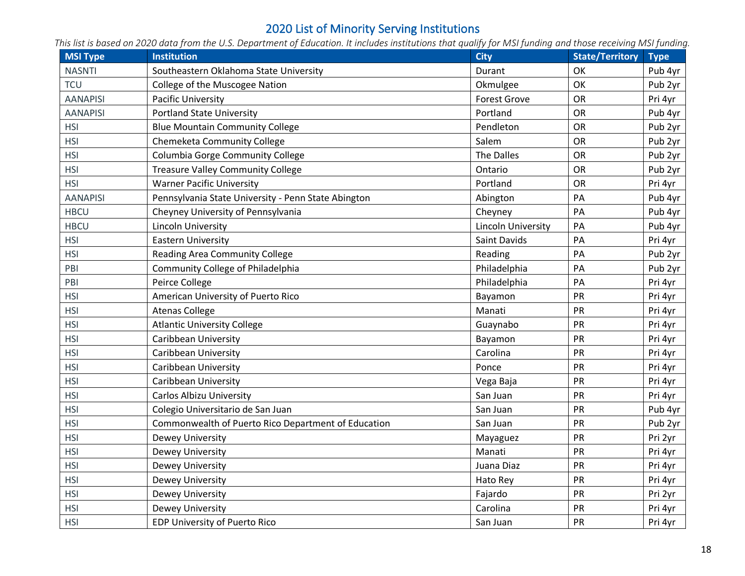# 2020 List of Minority Serving Institutions

*This list is based on 2020 data from the U.S. Department of Education. It includes institutions that qualify for MSI funding and those receiving MSI funding.*

| MSI Type | Institution | City | State/Territory | Type |
|---|---|---|---|---|
| NASNTI | Southeastern Oklahoma State University | Durant | OK | Pub 4yr |
| TCU | College of the Muscogee Nation | Okmulgee | OK | Pub 2yr |
| AANAPISI | Pacific University | Forest Grove | OR | Pri 4yr |
| AANAPISI | Portland State University | Portland | OR | Pub 4yr |
| HSI | Blue Mountain Community College | Pendleton | OR | Pub 2yr |
| HSI | Chemeketa Community College | Salem | OR | Pub 2yr |
| HSI | Columbia Gorge Community College | The Dalles | OR | Pub 2yr |
| HSI | Treasure Valley Community College | Ontario | OR | Pub 2yr |
| HSI | Warner Pacific University | Portland | OR | Pri 4yr |
| AANAPISI | Pennsylvania State University - Penn State Abington | Abington | PA | Pub 4yr |
| HBCU | Cheyney University of Pennsylvania | Cheyney | PA | Pub 4yr |
| HBCU | Lincoln University | Lincoln University | PA | Pub 4yr |
| HSI | Eastern University | Saint Davids | PA | Pri 4yr |
| HSI | Reading Area Community College | Reading | PA | Pub 2yr |
| PBI | Community College of Philadelphia | Philadelphia | PA | Pub 2yr |
| PBI | Peirce College | Philadelphia | PA | Pri 4yr |
| HSI | American University of Puerto Rico | Bayamon | PR | Pri 4yr |
| HSI | Atenas College | Manati | PR | Pri 4yr |
| HSI | Atlantic University College | Guaynabo | PR | Pri 4yr |
| HSI | Caribbean University | Bayamon | PR | Pri 4yr |
| HSI | Caribbean University | Carolina | PR | Pri 4yr |
| HSI | Caribbean University | Ponce | PR | Pri 4yr |
| HSI | Caribbean University | Vega Baja | PR | Pri 4yr |
| HSI | Carlos Albizu University | San Juan | PR | Pri 4yr |
| HSI | Colegio Universitario de San Juan | San Juan | PR | Pub 4yr |
| HSI | Commonwealth of Puerto Rico Department of Education | San Juan | PR | Pub 2yr |
| HSI | Dewey University | Mayaguez | PR | Pri 2yr |
| HSI | Dewey University | Manati | PR | Pri 4yr |
| HSI | Dewey University | Juana Diaz | PR | Pri 4yr |
| HSI | Dewey University | Hato Rey | PR | Pri 4yr |
| HSI | Dewey University | Fajardo | PR | Pri 2yr |
| HSI | Dewey University | Carolina | PR | Pri 4yr |
| HSI | EDP University of Puerto Rico | San Juan | PR | Pri 4yr |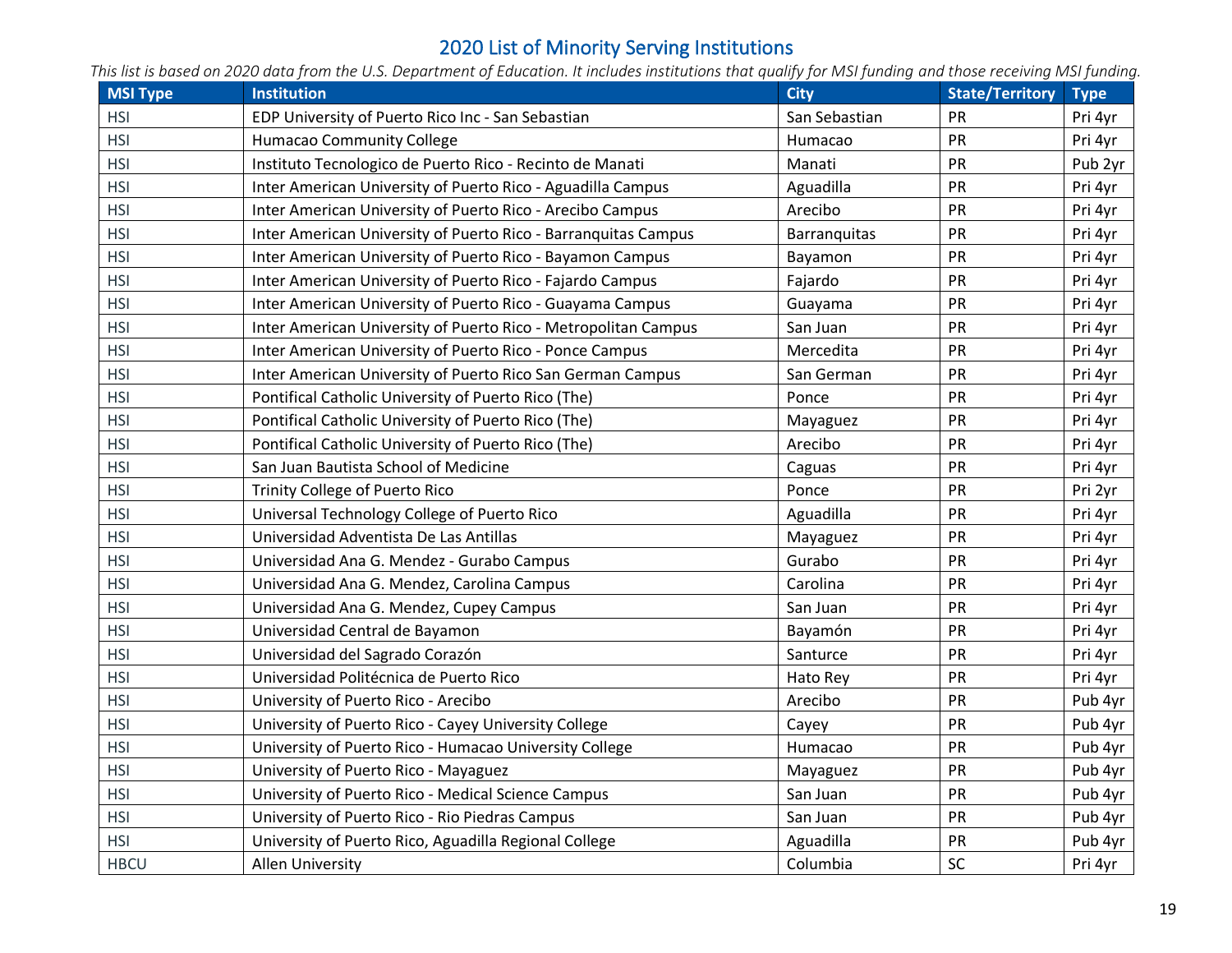# 2020 List of Minority Serving Institutions

*This list is based on 2020 data from the U.S. Department of Education. It includes institutions that qualify for MSI funding and those receiving MSI funding.*

| MSI Type | Institution | City | State/Territory | Type |
|---|---|---|---|---|
| HSI | EDP University of Puerto Rico Inc - San Sebastian | San Sebastian | PR | Pri 4yr |
| HSI | Humacao Community College | Humacao | PR | Pri 4yr |
| HSI | Instituto Tecnologico de Puerto Rico - Recinto de Manati | Manati | PR | Pub 2yr |
| HSI | Inter American University of Puerto Rico - Aguadilla Campus | Aguadilla | PR | Pri 4yr |
| HSI | Inter American University of Puerto Rico - Arecibo Campus | Arecibo | PR | Pri 4yr |
| HSI | Inter American University of Puerto Rico - Barranquitas Campus | Barranquitas | PR | Pri 4yr |
| HSI | Inter American University of Puerto Rico - Bayamon Campus | Bayamon | PR | Pri 4yr |
| HSI | Inter American University of Puerto Rico - Fajardo Campus | Fajardo | PR | Pri 4yr |
| HSI | Inter American University of Puerto Rico - Guayama Campus | Guayama | PR | Pri 4yr |
| HSI | Inter American University of Puerto Rico - Metropolitan Campus | San Juan | PR | Pri 4yr |
| HSI | Inter American University of Puerto Rico - Ponce Campus | Mercedita | PR | Pri 4yr |
| HSI | Inter American University of Puerto Rico San German Campus | San German | PR | Pri 4yr |
| HSI | Pontifical Catholic University of Puerto Rico (The) | Ponce | PR | Pri 4yr |
| HSI | Pontifical Catholic University of Puerto Rico (The) | Mayaguez | PR | Pri 4yr |
| HSI | Pontifical Catholic University of Puerto Rico (The) | Arecibo | PR | Pri 4yr |
| HSI | San Juan Bautista School of Medicine | Caguas | PR | Pri 4yr |
| HSI | Trinity College of Puerto Rico | Ponce | PR | Pri 2yr |
| HSI | Universal Technology College of Puerto Rico | Aguadilla | PR | Pri 4yr |
| HSI | Universidad Adventista De Las Antillas | Mayaguez | PR | Pri 4yr |
| HSI | Universidad Ana G. Mendez - Gurabo Campus | Gurabo | PR | Pri 4yr |
| HSI | Universidad Ana G. Mendez, Carolina Campus | Carolina | PR | Pri 4yr |
| HSI | Universidad Ana G. Mendez, Cupey Campus | San Juan | PR | Pri 4yr |
| HSI | Universidad Central de Bayamon | Bayamón | PR | Pri 4yr |
| HSI | Universidad del Sagrado Corazón | Santurce | PR | Pri 4yr |
| HSI | Universidad Politécnica de Puerto Rico | Hato Rey | PR | Pri 4yr |
| HSI | University of Puerto Rico - Arecibo | Arecibo | PR | Pub 4yr |
| HSI | University of Puerto Rico - Cayey University College | Cayey | PR | Pub 4yr |
| HSI | University of Puerto Rico - Humacao University College | Humacao | PR | Pub 4yr |
| HSI | University of Puerto Rico - Mayaguez | Mayaguez | PR | Pub 4yr |
| HSI | University of Puerto Rico - Medical Science Campus | San Juan | PR | Pub 4yr |
| HSI | University of Puerto Rico - Rio Piedras Campus | San Juan | PR | Pub 4yr |
| HSI | University of Puerto Rico, Aguadilla Regional College | Aguadilla | PR | Pub 4yr |
| HBCU | Allen University | Columbia | SC | Pri 4yr |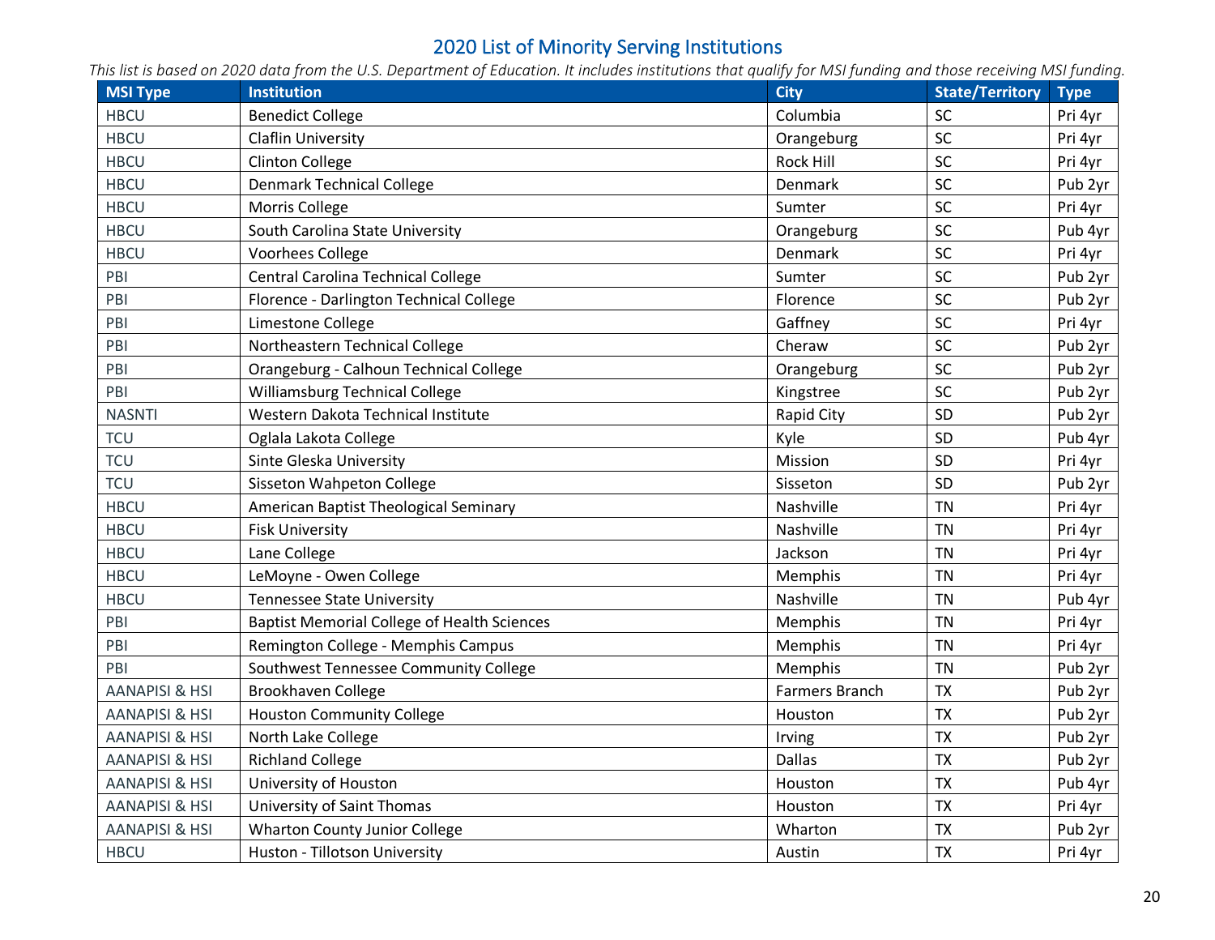# 2020 List of Minority Serving Institutions

*This list is based on 2020 data from the U.S. Department of Education. It includes institutions that qualify for MSI funding and those receiving MSI funding.*

| MSI Type | Institution | City | State/Territory | Type |
|---|---|---|---|---|
| HBCU | Benedict College | Columbia | SC | Pri 4yr |
| HBCU | Claflin University | Orangeburg | SC | Pri 4yr |
| HBCU | Clinton College | Rock Hill | SC | Pri 4yr |
| HBCU | Denmark Technical College | Denmark | SC | Pub 2yr |
| HBCU | Morris College | Sumter | SC | Pri 4yr |
| HBCU | South Carolina State University | Orangeburg | SC | Pub 4yr |
| HBCU | Voorhees College | Denmark | SC | Pri 4yr |
| PBI | Central Carolina Technical College | Sumter | SC | Pub 2yr |
| PBI | Florence - Darlington Technical College | Florence | SC | Pub 2yr |
| PBI | Limestone College | Gaffney | SC | Pri 4yr |
| PBI | Northeastern Technical College | Cheraw | SC | Pub 2yr |
| PBI | Orangeburg - Calhoun Technical College | Orangeburg | SC | Pub 2yr |
| PBI | Williamsburg Technical College | Kingstree | SC | Pub 2yr |
| NASNTI | Western Dakota Technical Institute | Rapid City | SD | Pub 2yr |
| TCU | Oglala Lakota College | Kyle | SD | Pub 4yr |
| TCU | Sinte Gleska University | Mission | SD | Pri 4yr |
| TCU | Sisseton Wahpeton College | Sisseton | SD | Pub 2yr |
| HBCU | American Baptist Theological Seminary | Nashville | TN | Pri 4yr |
| HBCU | Fisk University | Nashville | TN | Pri 4yr |
| HBCU | Lane College | Jackson | TN | Pri 4yr |
| HBCU | LeMoyne - Owen College | Memphis | TN | Pri 4yr |
| HBCU | Tennessee State University | Nashville | TN | Pub 4yr |
| PBI | Baptist Memorial College of Health Sciences | Memphis | TN | Pri 4yr |
| PBI | Remington College - Memphis Campus | Memphis | TN | Pri 4yr |
| PBI | Southwest Tennessee Community College | Memphis | TN | Pub 2yr |
| AANAPISI & HSI | Brookhaven College | Farmers Branch | TX | Pub 2yr |
| AANAPISI & HSI | Houston Community College | Houston | TX | Pub 2yr |
| AANAPISI & HSI | North Lake College | Irving | TX | Pub 2yr |
| AANAPISI & HSI | Richland College | Dallas | TX | Pub 2yr |
| AANAPISI & HSI | University of Houston | Houston | TX | Pub 4yr |
| AANAPISI & HSI | University of Saint Thomas | Houston | TX | Pri 4yr |
| AANAPISI & HSI | Wharton County Junior College | Wharton | TX | Pub 2yr |
| HBCU | Huston - Tillotson University | Austin | TX | Pri 4yr |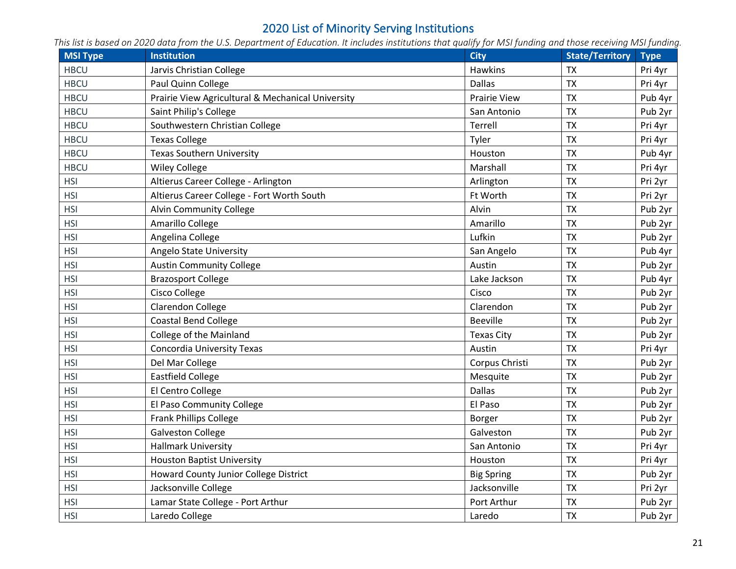# 2020 List of Minority Serving Institutions

*This list is based on 2020 data from the U.S. Department of Education. It includes institutions that qualify for MSI funding and those receiving MSI funding.*

| MSI Type | Institution | City | State/Territory | Type |
|---|---|---|---|---|
| HBCU | Jarvis Christian College | Hawkins | TX | Pri 4yr |
| HBCU | Paul Quinn College | Dallas | TX | Pri 4yr |
| HBCU | Prairie View Agricultural & Mechanical University | Prairie View | TX | Pub 4yr |
| HBCU | Saint Philip's College | San Antonio | TX | Pub 2yr |
| HBCU | Southwestern Christian College | Terrell | TX | Pri 4yr |
| HBCU | Texas College | Tyler | TX | Pri 4yr |
| HBCU | Texas Southern University | Houston | TX | Pub 4yr |
| HBCU | Wiley College | Marshall | TX | Pri 4yr |
| HSI | Altierus Career College - Arlington | Arlington | TX | Pri 2yr |
| HSI | Altierus Career College - Fort Worth South | Ft Worth | TX | Pri 2yr |
| HSI | Alvin Community College | Alvin | TX | Pub 2yr |
| HSI | Amarillo College | Amarillo | TX | Pub 2yr |
| HSI | Angelina College | Lufkin | TX | Pub 2yr |
| HSI | Angelo State University | San Angelo | TX | Pub 4yr |
| HSI | Austin Community College | Austin | TX | Pub 2yr |
| HSI | Brazosport College | Lake Jackson | TX | Pub 4yr |
| HSI | Cisco College | Cisco | TX | Pub 2yr |
| HSI | Clarendon College | Clarendon | TX | Pub 2yr |
| HSI | Coastal Bend College | Beeville | TX | Pub 2yr |
| HSI | College of the Mainland | Texas City | TX | Pub 2yr |
| HSI | Concordia University Texas | Austin | TX | Pri 4yr |
| HSI | Del Mar College | Corpus Christi | TX | Pub 2yr |
| HSI | Eastfield College | Mesquite | TX | Pub 2yr |
| HSI | El Centro College | Dallas | TX | Pub 2yr |
| HSI | El Paso Community College | El Paso | TX | Pub 2yr |
| HSI | Frank Phillips College | Borger | TX | Pub 2yr |
| HSI | Galveston College | Galveston | TX | Pub 2yr |
| HSI | Hallmark University | San Antonio | TX | Pri 4yr |
| HSI | Houston Baptist University | Houston | TX | Pri 4yr |
| HSI | Howard County Junior College District | Big Spring | TX | Pub 2yr |
| HSI | Jacksonville College | Jacksonville | TX | Pri 2yr |
| HSI | Lamar State College - Port Arthur | Port Arthur | TX | Pub 2yr |
| HSI | Laredo College | Laredo | TX | Pub 2yr |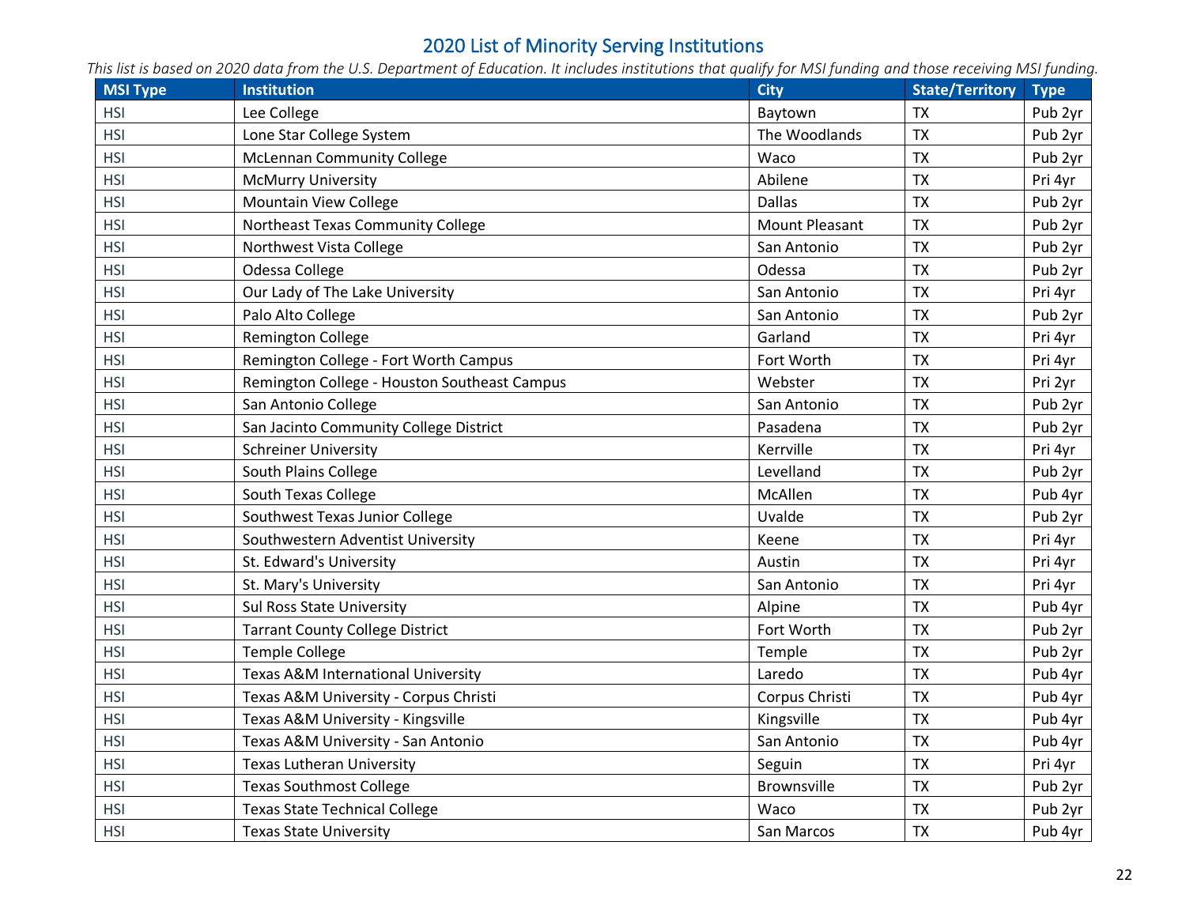# 2020 List of Minority Serving Institutions

*This list is based on 2020 data from the U.S. Department of Education. It includes institutions that qualify for MSI funding and those receiving MSI funding.*

| MSI Type | Institution | City | State/Territory | Type |
|---|---|---|---|---|
| HSI | Lee College | Baytown | TX | Pub 2yr |
| HSI | Lone Star College System | The Woodlands | TX | Pub 2yr |
| HSI | McLennan Community College | Waco | TX | Pub 2yr |
| HSI | McMurry University | Abilene | TX | Pri 4yr |
| HSI | Mountain View College | Dallas | TX | Pub 2yr |
| HSI | Northeast Texas Community College | Mount Pleasant | TX | Pub 2yr |
| HSI | Northwest Vista College | San Antonio | TX | Pub 2yr |
| HSI | Odessa College | Odessa | TX | Pub 2yr |
| HSI | Our Lady of The Lake University | San Antonio | TX | Pri 4yr |
| HSI | Palo Alto College | San Antonio | TX | Pub 2yr |
| HSI | Remington College | Garland | TX | Pri 4yr |
| HSI | Remington College - Fort Worth Campus | Fort Worth | TX | Pri 4yr |
| HSI | Remington College - Houston Southeast Campus | Webster | TX | Pri 2yr |
| HSI | San Antonio College | San Antonio | TX | Pub 2yr |
| HSI | San Jacinto Community College District | Pasadena | TX | Pub 2yr |
| HSI | Schreiner University | Kerrville | TX | Pri 4yr |
| HSI | South Plains College | Levelland | TX | Pub 2yr |
| HSI | South Texas College | McAllen | TX | Pub 4yr |
| HSI | Southwest Texas Junior College | Uvalde | TX | Pub 2yr |
| HSI | Southwestern Adventist University | Keene | TX | Pri 4yr |
| HSI | St. Edward's University | Austin | TX | Pri 4yr |
| HSI | St. Mary's University | San Antonio | TX | Pri 4yr |
| HSI | Sul Ross State University | Alpine | TX | Pub 4yr |
| HSI | Tarrant County College District | Fort Worth | TX | Pub 2yr |
| HSI | Temple College | Temple | TX | Pub 2yr |
| HSI | Texas A&M International University | Laredo | TX | Pub 4yr |
| HSI | Texas A&M University - Corpus Christi | Corpus Christi | TX | Pub 4yr |
| HSI | Texas A&M University - Kingsville | Kingsville | TX | Pub 4yr |
| HSI | Texas A&M University - San Antonio | San Antonio | TX | Pub 4yr |
| HSI | Texas Lutheran University | Seguin | TX | Pri 4yr |
| HSI | Texas Southmost College | Brownsville | TX | Pub 2yr |
| HSI | Texas State Technical College | Waco | TX | Pub 2yr |
| HSI | Texas State University | San Marcos | TX | Pub 4yr |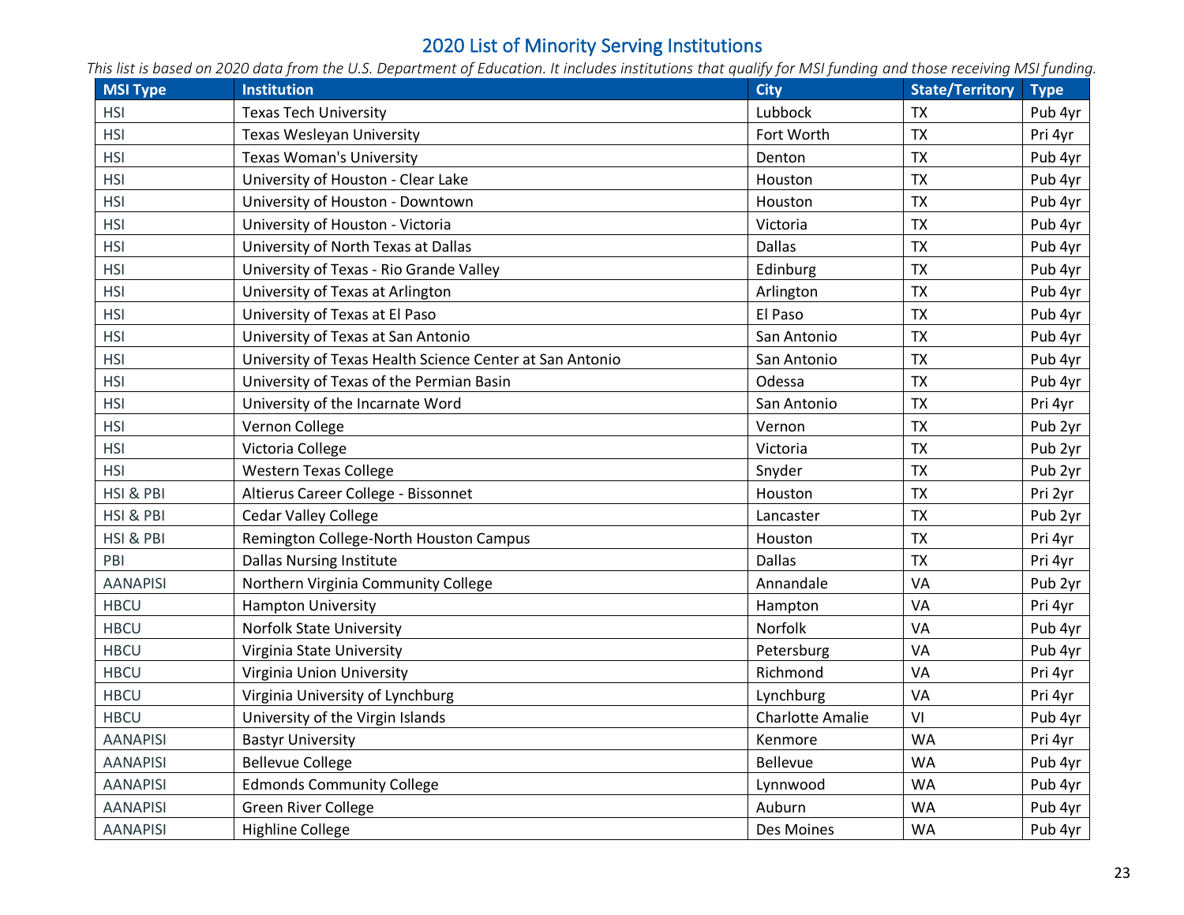# 2020 List of Minority Serving Institutions

*This list is based on 2020 data from the U.S. Department of Education. It includes institutions that qualify for MSI funding and those receiving MSI funding.*

| MSI Type | Institution | City | State/Territory | Type |
|---|---|---|---|---|
| HSI | Texas Tech University | Lubbock | TX | Pub 4yr |
| HSI | Texas Wesleyan University | Fort Worth | TX | Pri 4yr |
| HSI | Texas Woman's University | Denton | TX | Pub 4yr |
| HSI | University of Houston - Clear Lake | Houston | TX | Pub 4yr |
| HSI | University of Houston - Downtown | Houston | TX | Pub 4yr |
| HSI | University of Houston - Victoria | Victoria | TX | Pub 4yr |
| HSI | University of North Texas at Dallas | Dallas | TX | Pub 4yr |
| HSI | University of Texas - Rio Grande Valley | Edinburg | TX | Pub 4yr |
| HSI | University of Texas at Arlington | Arlington | TX | Pub 4yr |
| HSI | University of Texas at El Paso | El Paso | TX | Pub 4yr |
| HSI | University of Texas at San Antonio | San Antonio | TX | Pub 4yr |
| HSI | University of Texas Health Science Center at San Antonio | San Antonio | TX | Pub 4yr |
| HSI | University of Texas of the Permian Basin | Odessa | TX | Pub 4yr |
| HSI | University of the Incarnate Word | San Antonio | TX | Pri 4yr |
| HSI | Vernon College | Vernon | TX | Pub 2yr |
| HSI | Victoria College | Victoria | TX | Pub 2yr |
| HSI | Western Texas College | Snyder | TX | Pub 2yr |
| HSI & PBI | Altierus Career College - Bissonnet | Houston | TX | Pri 2yr |
| HSI & PBI | Cedar Valley College | Lancaster | TX | Pub 2yr |
| HSI & PBI | Remington College-North Houston Campus | Houston | TX | Pri 4yr |
| PBI | Dallas Nursing Institute | Dallas | TX | Pri 4yr |
| AANAPISI | Northern Virginia Community College | Annandale | VA | Pub 2yr |
| HBCU | Hampton University | Hampton | VA | Pri 4yr |
| HBCU | Norfolk State University | Norfolk | VA | Pub 4yr |
| HBCU | Virginia State University | Petersburg | VA | Pub 4yr |
| HBCU | Virginia Union University | Richmond | VA | Pri 4yr |
| HBCU | Virginia University of Lynchburg | Lynchburg | VA | Pri 4yr |
| HBCU | University of the Virgin Islands | Charlotte Amalie | VI | Pub 4yr |
| AANAPISI | Bastyr University | Kenmore | WA | Pri 4yr |
| AANAPISI | Bellevue College | Bellevue | WA | Pub 4yr |
| AANAPISI | Edmonds Community College | Lynnwood | WA | Pub 4yr |
| AANAPISI | Green River College | Auburn | WA | Pub 4yr |
| AANAPISI | Highline College | Des Moines | WA | Pub 4yr |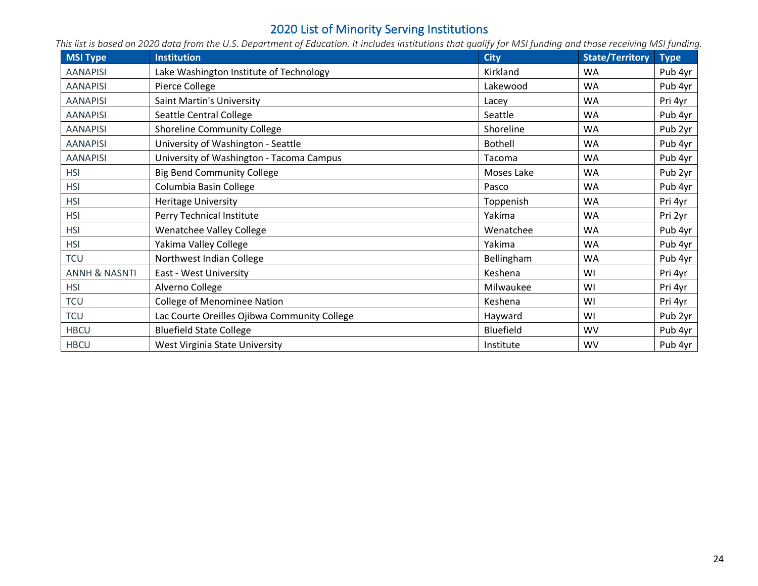# 2020 List of Minority Serving Institutions

*This list is based on 2020 data from the U.S. Department of Education. It includes institutions that qualify for MSI funding and those receiving MSI funding.*

| MSI Type | Institution | City | State/Territory | Type |
|---|---|---|---|---|
| AANAPISI | Lake Washington Institute of Technology | Kirkland | WA | Pub 4yr |
| AANAPISI | Pierce College | Lakewood | WA | Pub 4yr |
| AANAPISI | Saint Martin's University | Lacey | WA | Pri 4yr |
| AANAPISI | Seattle Central College | Seattle | WA | Pub 4yr |
| AANAPISI | Shoreline Community College | Shoreline | WA | Pub 2yr |
| AANAPISI | University of Washington - Seattle | Bothell | WA | Pub 4yr |
| AANAPISI | University of Washington - Tacoma Campus | Tacoma | WA | Pub 4yr |
| HSI | Big Bend Community College | Moses Lake | WA | Pub 2yr |
| HSI | Columbia Basin College | Pasco | WA | Pub 4yr |
| HSI | Heritage University | Toppenish | WA | Pri 4yr |
| HSI | Perry Technical Institute | Yakima | WA | Pri 2yr |
| HSI | Wenatchee Valley College | Wenatchee | WA | Pub 4yr |
| HSI | Yakima Valley College | Yakima | WA | Pub 4yr |
| TCU | Northwest Indian College | Bellingham | WA | Pub 4yr |
| ANNH & NASNTI | East - West University | Keshena | WI | Pri 4yr |
| HSI | Alverno College | Milwaukee | WI | Pri 4yr |
| TCU | College of Menominee Nation | Keshena | WI | Pri 4yr |
| TCU | Lac Courte Oreilles Ojibwa Community College | Hayward | WI | Pub 2yr |
| HBCU | Bluefield State College | Bluefield | WV | Pub 4yr |
| HBCU | West Virginia State University | Institute | WV | Pub 4yr |